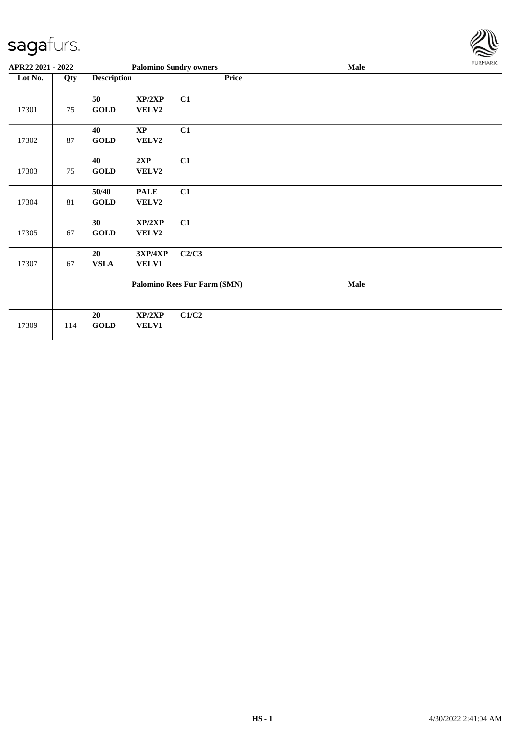sagafurs.

**APR22 2021 - 2022** | **Palomino Sundry owners** | **Male**

| Lot No. | Qty | Description | | | Price | |
|---|---|---|---|---|---|---|
| 17301 | 75 | **50** **GOLD** | **XP/2XP** **VELV2** | **C1** | | |
| 17302 | 87 | **40** **GOLD** | **XP** **VELV2** | **C1** | | |
| 17303 | 75 | **40** **GOLD** | **2XP** **VELV2** | **C1** | | |
| 17304 | 81 | **50/40** **GOLD** | **PALE** **VELV2** | **C1** | | |
| 17305 | 67 | **30** **GOLD** | **XP/2XP** **VELV2** | **C1** | | |
| 17307 | 67 | **20** **VSLA** | **3XP/4XP** **VELV1** | **C2/C3** | | |
| | | **Palomino Rees Fur Farm (SMN)** | | | | **Male** |
| 17309 | 114 | **20** **GOLD** | **XP/2XP** **VELV1** | **C1/C2** | | |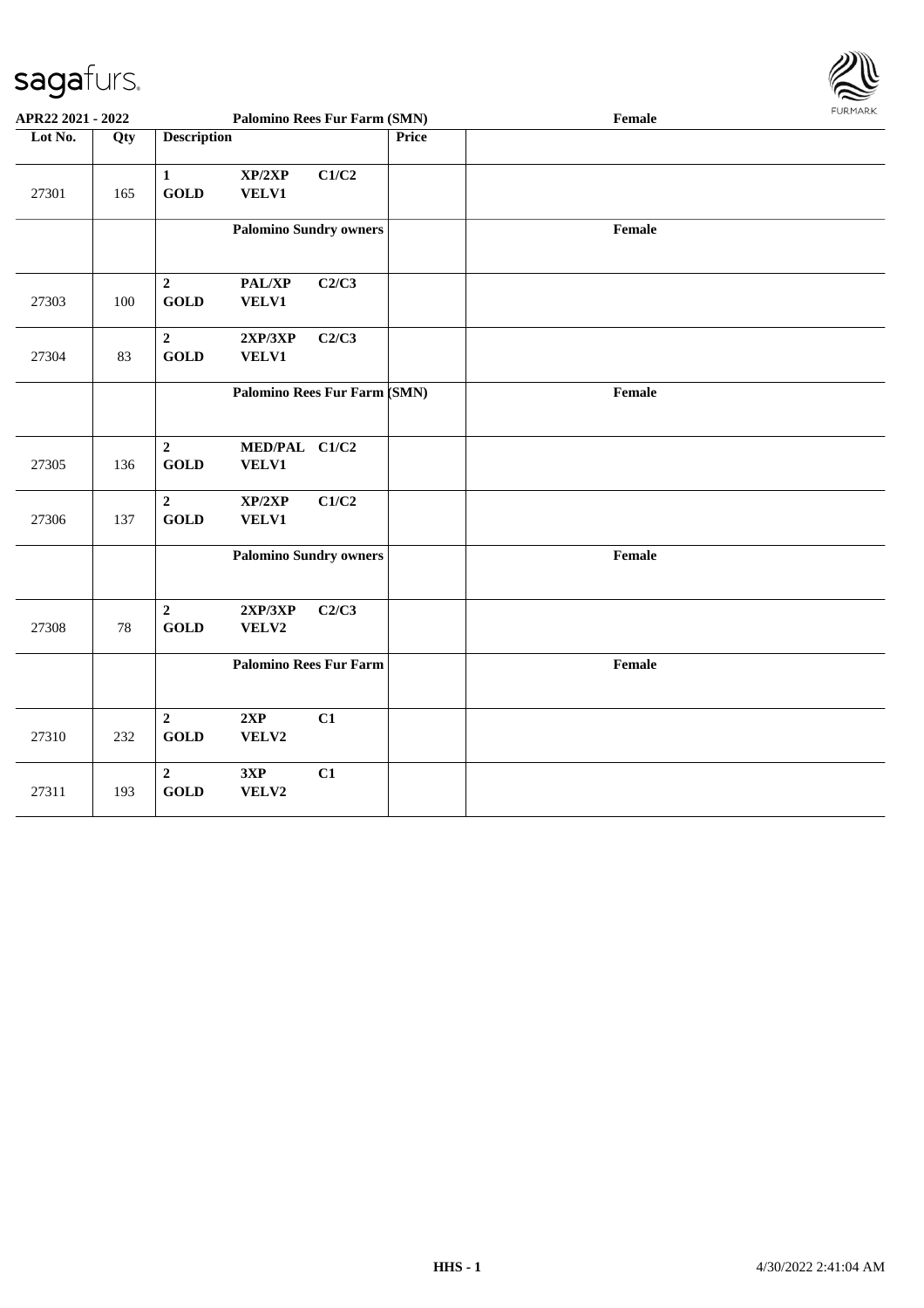| Lot No. | Qty | Description | | | Price | |
|---|---|---|---|---|---|---|
| 27301 | 165 | **1 GOLD** | **XP/2XP VELV1** | **C1/C2** | | |
| | | **Palomino Sundry owners** | | | | **Female** |
| 27303 | 100 | **2 GOLD** | **PAL/XP VELV1** | **C2/C3** | | |
| 27304 | 83 | **2 GOLD** | **2XP/3XP VELV1** | **C2/C3** | | |
| | | **Palomino Rees Fur Farm (SMN)** | | | | **Female** |
| 27305 | 136 | **2 GOLD** | **MED/PAL VELV1** | **C1/C2** | | |
| 27306 | 137 | **2 GOLD** | **XP/2XP VELV1** | **C1/C2** | | |
| | | **Palomino Sundry owners** | | | | **Female** |
| 27308 | 78 | **2 GOLD** | **2XP/3XP VELV2** | **C2/C3** | | |
| | | **Palomino Rees Fur Farm** | | | | **Female** |
| 27310 | 232 | **2 GOLD** | **2XP VELV2** | **C1** | | |
| 27311 | 193 | **2 GOLD** | **3XP VELV2** | **C1** | | |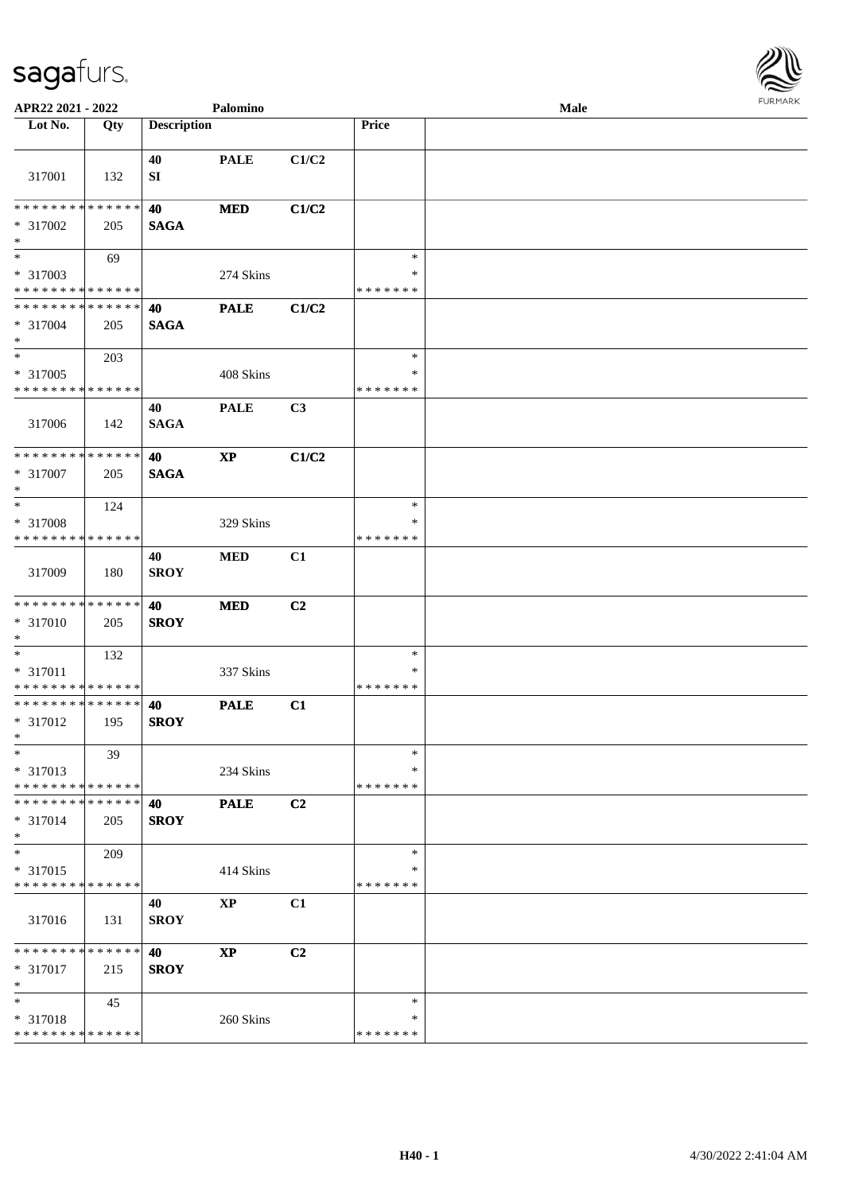APR22 2021 - 2022 Palomino Male

| Lot No. | Qty | Description | | | Price | |
|---|---|---|---|---|---|---|
| 317001 | 132 | 40 SI | PALE | C1/C2 | | |
| * * * * * * * * * * * * * * * 317002 * | 205 | 40 SAGA | MED | C1/C2 | | |
| * * 317003 * * * * * * * * * * * * * * | 69 | | 274 Skins | | * * * * * * * * * | |
| * * * * * * * * * * * * * * * 317004 * | 205 | 40 SAGA | PALE | C1/C2 | | |
| * * 317005 * * * * * * * * * * * * * * | 203 | | 408 Skins | | * * * * * * * * * | |
| 317006 | 142 | 40 SAGA | PALE | C3 | | |
| * * * * * * * * * * * * * * * 317007 * | 205 | 40 SAGA | XP | C1/C2 | | |
| * * 317008 * * * * * * * * * * * * * * | 124 | | 329 Skins | | * * * * * * * * * | |
| 317009 | 180 | 40 SROY | MED | C1 | | |
| * * * * * * * * * * * * * * * 317010 * | 205 | 40 SROY | MED | C2 | | |
| * * 317011 * * * * * * * * * * * * * * | 132 | | 337 Skins | | * * * * * * * * * | |
| * * * * * * * * * * * * * * * 317012 * | 195 | 40 SROY | PALE | C1 | | |
| * * 317013 * * * * * * * * * * * * * * | 39 | | 234 Skins | | * * * * * * * * * | |
| * * * * * * * * * * * * * * * 317014 * | 205 | 40 SROY | PALE | C2 | | |
| * * 317015 * * * * * * * * * * * * * * | 209 | | 414 Skins | | * * * * * * * * * | |
| 317016 | 131 | 40 SROY | XP | C1 | | |
| * * * * * * * * * * * * * * * 317017 * | 215 | 40 SROY | XP | C2 | | |
| * * 317018 * * * * * * * * * * * * * * | 45 | | 260 Skins | | * * * * * * * * * | |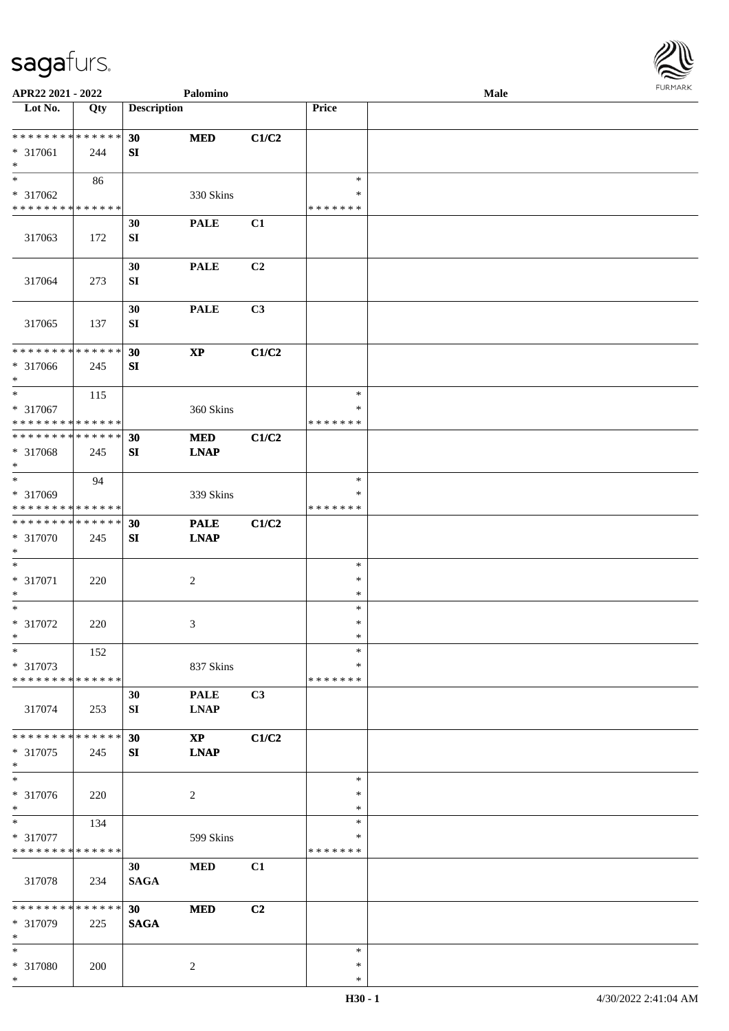**APR22 2021 - 2022** **Palomino** **Male**

| Lot No. | Qty | Description | | | Price | |
|---|---|---|---|---|---|---|
| * * * * * * * * * * * * * * | | **30** | **MED** | **C1/C2** | | |
| * 317061 | 244 | **SI** | | | | |
| * | | | | | | |
| * | 86 | | | | * | |
| * 317062 | | | 330 Skins | | * | |
| * * * * * * * * * * * * * * | | | | | * * * * * * * | |
| | | **30** | **PALE** | **C1** | | |
| 317063 | 172 | **SI** | | | | |
| | | **30** | **PALE** | **C2** | | |
| 317064 | 273 | **SI** | | | | |
| | | **30** | **PALE** | **C3** | | |
| 317065 | 137 | **SI** | | | | |
| * * * * * * * * * * * * * * | | **30** | **XP** | **C1/C2** | | |
| * 317066 | 245 | **SI** | | | | |
| * | | | | | | |
| * | 115 | | | | * | |
| * 317067 | | | 360 Skins | | * | |
| * * * * * * * * * * * * * * | | | | | * * * * * * * | |
| * * * * * * * * * * * * * * | | **30** | **MED** | **C1/C2** | | |
| * 317068 | 245 | **SI** | **LNAP** | | | |
| * | | | | | | |
| * | 94 | | | | * | |
| * 317069 | | | 339 Skins | | * | |
| * * * * * * * * * * * * * * | | | | | * * * * * * * | |
| * * * * * * * * * * * * * * | | **30** | **PALE** | **C1/C2** | | |
| * 317070 | 245 | **SI** | **LNAP** | | | |
| * | | | | | | |
| * | | | | | * | |
| * 317071 | 220 | | 2 | | * | |
| * | | | | | * | |
| * | | | | | * | |
| * 317072 | 220 | | 3 | | * | |
| * | | | | | * | |
| * | 152 | | | | * | |
| * 317073 | | | 837 Skins | | * | |
| * * * * * * * * * * * * * * | | | | | * * * * * * * | |
| | | **30** | **PALE** | **C3** | | |
| 317074 | 253 | **SI** | **LNAP** | | | |
| * * * * * * * * * * * * * * | | **30** | **XP** | **C1/C2** | | |
| * 317075 | 245 | **SI** | **LNAP** | | | |
| * | | | | | | |
| * | | | | | * | |
| * 317076 | 220 | | 2 | | * | |
| * | | | | | * | |
| * | 134 | | | | * | |
| * 317077 | | | 599 Skins | | * | |
| * * * * * * * * * * * * * * | | | | | * * * * * * * | |
| | | **30** | **MED** | **C1** | | |
| 317078 | 234 | **SAGA** | | | | |
| * * * * * * * * * * * * * * | | **30** | **MED** | **C2** | | |
| * 317079 | 225 | **SAGA** | | | | |
| * | | | | | | |
| * | | | | | * | |
| * 317080 | 200 | | 2 | | * | |
| * | | | | | * | |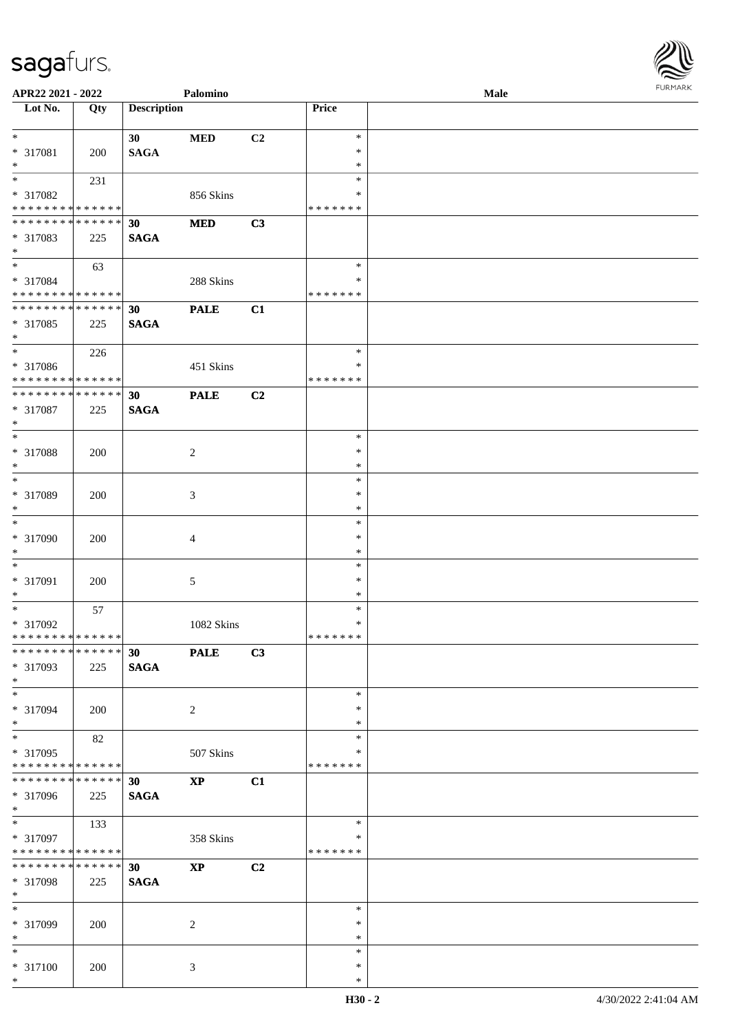| Lot No. | Qty | Description | | | Price | |
|---|---|---|---|---|---|---|
| * * 317081 * | 200 | 30 SAGA | MED | C2 | * * * | |
| * * 317082 * * * * * * * * * * * * * * | 231 | | 856 Skins | | * * * * * * * * * | |
| * * * * * * * * * * * * * * * 317083 * | 225 | 30 SAGA | MED | C3 | | |
| * * 317084 * * * * * * * * * * * * * * | 63 | | 288 Skins | | * * * * * * * * * | |
| * * * * * * * * * * * * * * * 317085 * | 225 | 30 SAGA | PALE | C1 | | |
| * * 317086 * * * * * * * * * * * * * * | 226 | | 451 Skins | | * * * * * * * * * | |
| * * * * * * * * * * * * * * * 317087 * | 225 | 30 SAGA | PALE | C2 | | |
| * * 317088 * | 200 | | 2 | | * * * | |
| * * 317089 * | 200 | | 3 | | * * * | |
| * * 317090 * | 200 | | 4 | | * * * | |
| * * 317091 * | 200 | | 5 | | * * * | |
| * * 317092 * * * * * * * * * * * * * * | 57 | | 1082 Skins | | * * * * * * * * * | |
| * * * * * * * * * * * * * * * 317093 * | 225 | 30 SAGA | PALE | C3 | | |
| * * 317094 * | 200 | | 2 | | * * * | |
| * * 317095 * * * * * * * * * * * * * * | 82 | | 507 Skins | | * * * * * * * * * | |
| * * * * * * * * * * * * * * * 317096 * | 225 | 30 SAGA | XP | C1 | | |
| * * 317097 * * * * * * * * * * * * * * | 133 | | 358 Skins | | * * * * * * * * * | |
| * * * * * * * * * * * * * * * 317098 * | 225 | 30 SAGA | XP | C2 | | |
| * * 317099 * | 200 | | 2 | | * * * | |
| * * 317100 * | 200 | | 3 | | * * * | |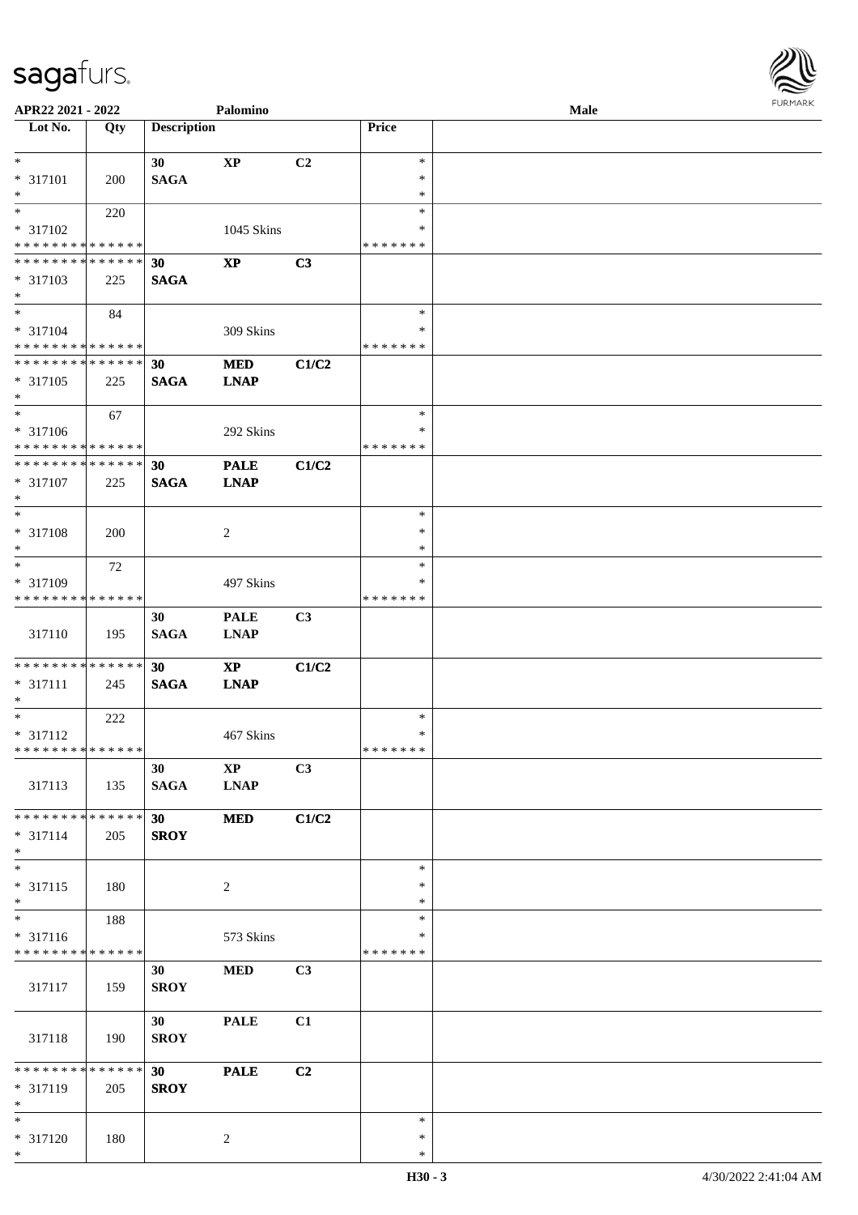APR22 2021 - 2022 Palomino Male

| Lot No. | Qty | Description | | | Price | |
|---|---|---|---|---|---|---|
| * <br> * 317101 <br> * | 200 | 30 <br> SAGA | XP | C2 | * <br> * <br> * | |
| * <br> * 317102 <br> * * * * * * * * * * * * * * | 220 | | 1045 Skins | | * <br> * <br> * * * * * * * | |
| * * * * * * * * * * * * * * <br> * 317103 <br> * | 225 | 30 <br> SAGA | XP | C3 | | |
| * <br> * 317104 <br> * * * * * * * * * * * * * * | 84 | | 309 Skins | | * <br> * <br> * * * * * * * | |
| * * * * * * * * * * * * * * <br> * 317105 <br> * | 225 | 30 <br> SAGA | MED <br> LNAP | C1/C2 | | |
| * <br> * 317106 <br> * * * * * * * * * * * * * * | 67 | | 292 Skins | | * <br> * <br> * * * * * * * | |
| * * * * * * * * * * * * * * <br> * 317107 <br> * | 225 | 30 <br> SAGA | PALE <br> LNAP | C1/C2 | | |
| * <br> * 317108 <br> * | 200 | | 2 | | * <br> * <br> * | |
| * <br> * 317109 <br> * * * * * * * * * * * * * * | 72 | | 497 Skins | | * <br> * <br> * * * * * * * | |
| 317110 | 195 | 30 <br> SAGA | PALE <br> LNAP | C3 | | |
| * * * * * * * * * * * * * * <br> * 317111 <br> * | 245 | 30 <br> SAGA | XP <br> LNAP | C1/C2 | | |
| * <br> * 317112 <br> * * * * * * * * * * * * * * | 222 | | 467 Skins | | * <br> * <br> * * * * * * * | |
| 317113 | 135 | 30 <br> SAGA | XP <br> LNAP | C3 | | |
| * * * * * * * * * * * * * * <br> * 317114 <br> * | 205 | 30 <br> SROY | MED | C1/C2 | | |
| * <br> * 317115 <br> * | 180 | | 2 | | * <br> * <br> * | |
| * <br> * 317116 <br> * * * * * * * * * * * * * * | 188 | | 573 Skins | | * <br> * <br> * * * * * * * | |
| 317117 | 159 | 30 <br> SROY | MED | C3 | | |
| 317118 | 190 | 30 <br> SROY | PALE | C1 | | |
| * * * * * * * * * * * * * * <br> * 317119 <br> * | 205 | 30 <br> SROY | PALE | C2 | | |
| * <br> * 317120 <br> * | 180 | | 2 | | * <br> * <br> * | |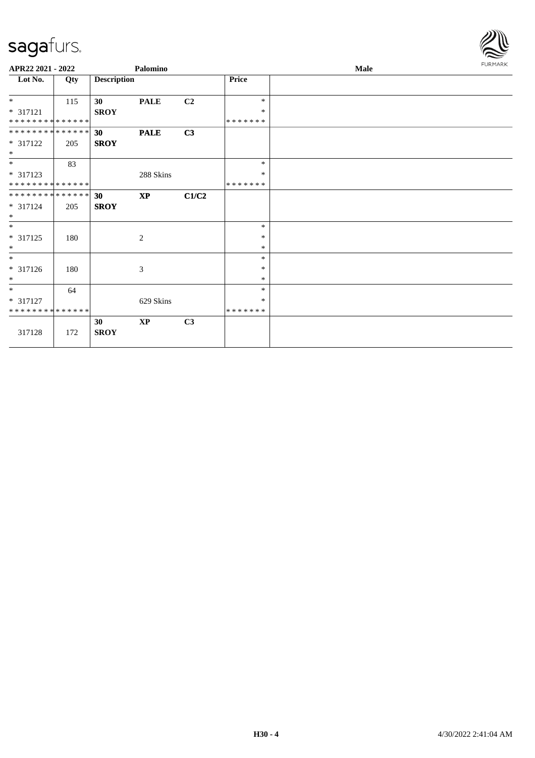APR22 2021 - 2022 | Palomino | Male

| Lot No. | Qty | Description | | | Price | |
|---|---|---|---|---|---|---|
| * <br> * 317121 <br> * * * * * * * * * * * * * * | 115 | 30 <br> **SROY** | **PALE** | **C2** | * <br> * <br> * * * * * * * | |
| * * * * * * * * * * * * * * <br> * 317122 <br> * | 205 | **30** <br> **SROY** | **PALE** | **C3** | | |
| * <br> * 317123 <br> * * * * * * * * * * * * * * | 83 | | 288 Skins | | * <br> * <br> * * * * * * * | |
| * * * * * * * * * * * * * * <br> * 317124 <br> * | 205 | **30** <br> **SROY** | **XP** | **C1/C2** | | |
| * <br> * 317125 <br> * | 180 | | 2 | | * <br> * <br> * | |
| * <br> * 317126 <br> * | 180 | | 3 | | * <br> * <br> * | |
| * <br> * 317127 <br> * * * * * * * * * * * * * * | 64 | | 629 Skins | | * <br> * <br> * * * * * * * | |
| 317128 | 172 | **30** <br> **SROY** | **XP** | **C3** | | |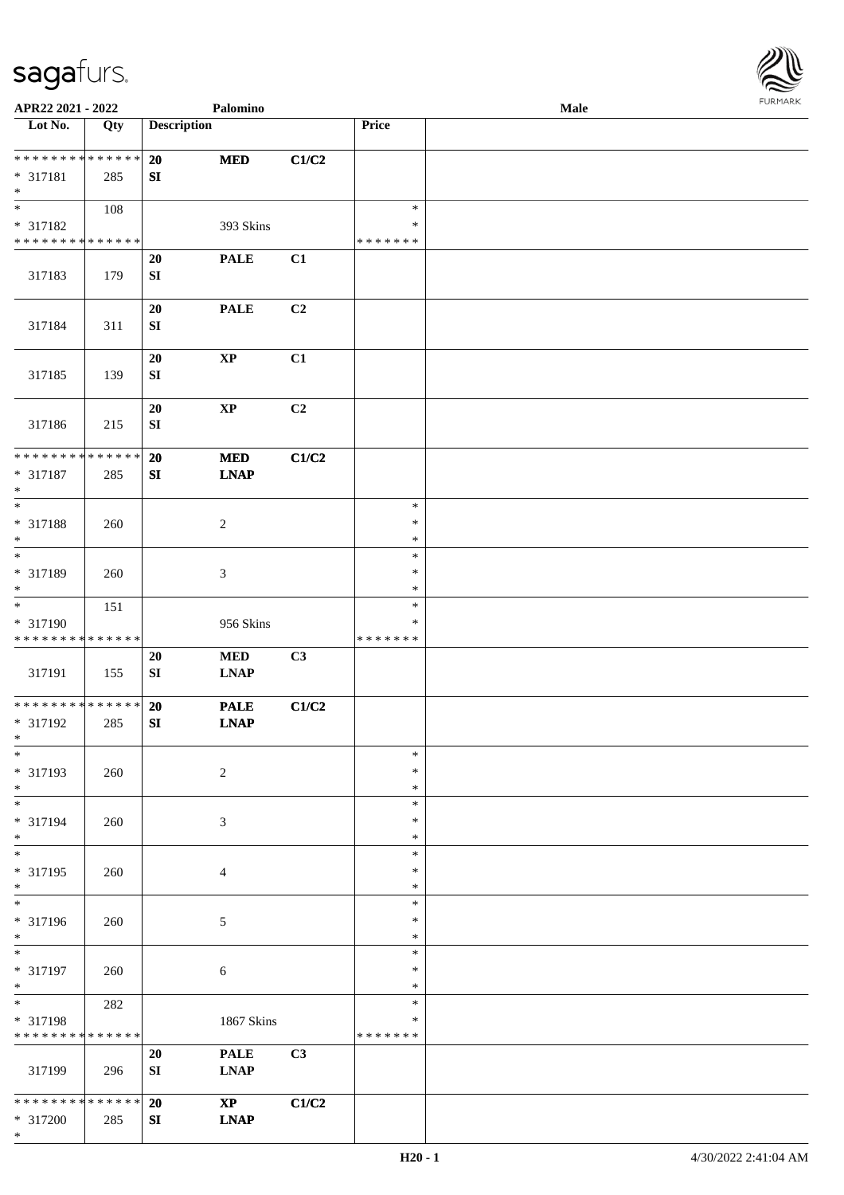**APR22 2021 - 2022** | **Palomino** | **Male**

| Lot No. | Qty | Description | | | Price | |
|---|---|---|---|---|---|---|
| * * * * * * * * * * * * * * | | 20 | MED | C1/C2 | | |
| * 317181 | 285 | SI | | | | |
| * | | | | | | |
| * | 108 | | | | * | |
| * 317182 | | | 393 Skins | | * | |
| * * * * * * * * * * * * * * | | | | | * * * * * * * | |
| 317183 | 179 | 20 SI | PALE | C1 | | |
| 317184 | 311 | 20 SI | PALE | C2 | | |
| 317185 | 139 | 20 SI | XP | C1 | | |
| 317186 | 215 | 20 SI | XP | C2 | | |
| * * * * * * * * * * * * * * | | 20 | MED | C1/C2 | | |
| * 317187 | 285 | SI | LNAP | | | |
| * | | | | | | |
| * 317188 | 260 | | 2 | | * | |
| * 317189 | 260 | | 3 | | * | |
| * | 151 | | | | * | |
| * 317190 | | | 956 Skins | | * | |
| * * * * * * * * * * * * * * | | | | | * * * * * * * | |
| 317191 | 155 | 20 SI | MED LNAP | C3 | | |
| * * * * * * * * * * * * * * | | 20 | PALE | C1/C2 | | |
| * 317192 | 285 | SI | LNAP | | | |
| * | | | | | | |
| * 317193 | 260 | | 2 | | * | |
| * 317194 | 260 | | 3 | | * | |
| * 317195 | 260 | | 4 | | * | |
| * 317196 | 260 | | 5 | | * | |
| * 317197 | 260 | | 6 | | * | |
| * | 282 | | | | * | |
| * 317198 | | | 1867 Skins | | * | |
| * * * * * * * * * * * * * * | | | | | * * * * * * * | |
| 317199 | 296 | 20 SI | PALE LNAP | C3 | | |
| * * * * * * * * * * * * * * | | 20 | XP | C1/C2 | | |
| * 317200 | 285 | SI | LNAP | | | |
| * | | | | | | |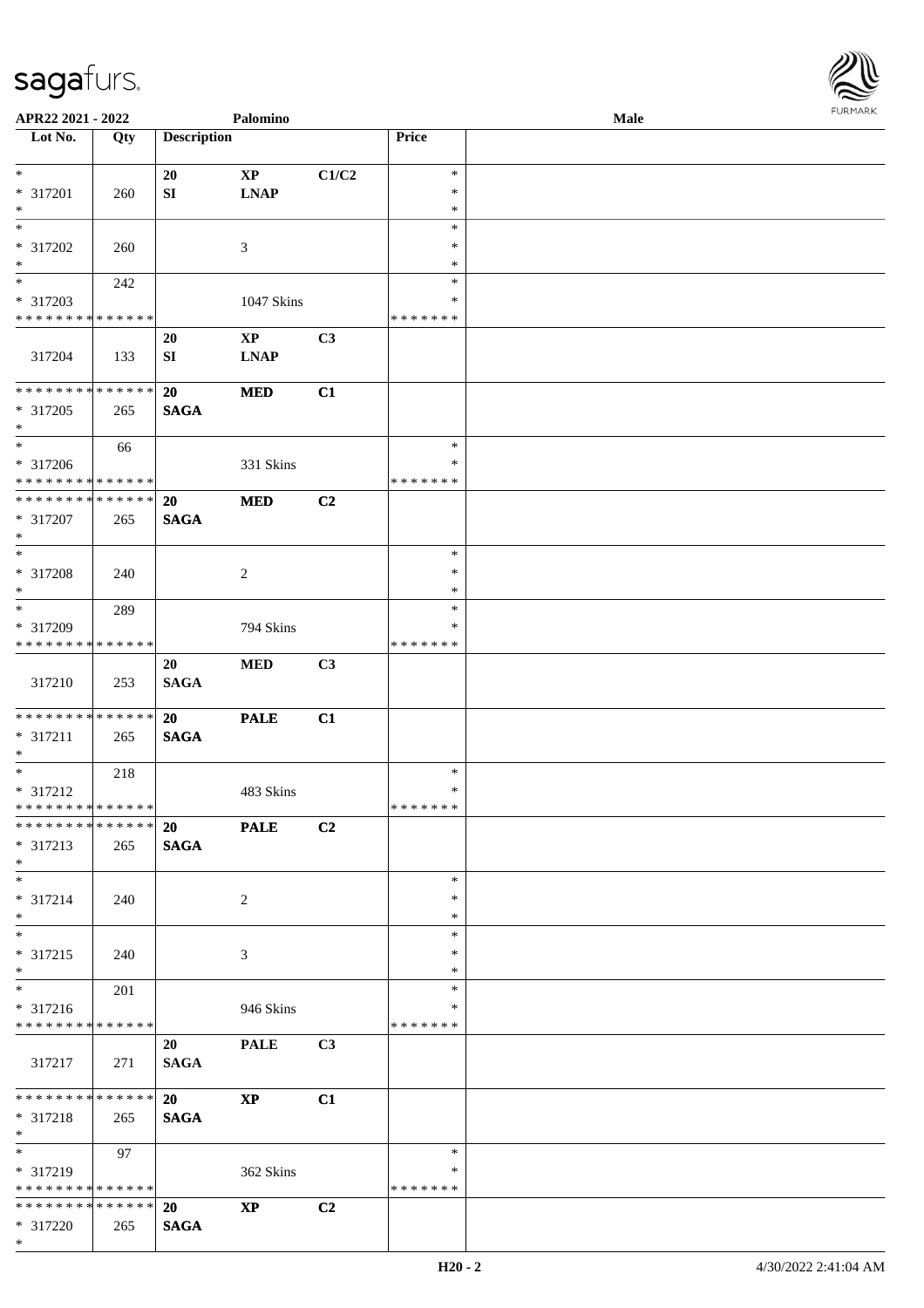APR22 2021 - 2022 Palomino Male

| Lot No. | Qty | Description | | | Price | |
|---|---|---|---|---|---|---|
| * <br> * 317201 <br> * | 260 | 20 <br> SI | XP <br> LNAP | C1/C2 | * <br> * <br> * | |
| * <br> * 317202 <br> * | 260 | | 3 | | * <br> * <br> * | |
| * <br> * 317203 <br> * * * * * * * * * * * * * * | 242 | | 1047 Skins | | * <br> * <br> * * * * * * * | |
| 317204 | 133 | 20 <br> SI | XP <br> LNAP | C3 | | |
| * * * * * * * * * * * * * * <br> * 317205 <br> * | 265 | 20 <br> SAGA | MED | C1 | | |
| * <br> * 317206 <br> * * * * * * * * * * * * * * | 66 | | 331 Skins | | * <br> * <br> * * * * * * * | |
| * * * * * * * * * * * * * * <br> * 317207 <br> * | 265 | 20 <br> SAGA | MED | C2 | | |
| * <br> * 317208 <br> * | 240 | | 2 | | * <br> * <br> * | |
| * <br> * 317209 <br> * * * * * * * * * * * * * * | 289 | | 794 Skins | | * <br> * <br> * * * * * * * | |
| 317210 | 253 | 20 <br> SAGA | MED | C3 | | |
| * * * * * * * * * * * * * * <br> * 317211 <br> * | 265 | 20 <br> SAGA | PALE | C1 | | |
| * <br> * 317212 <br> * * * * * * * * * * * * * * | 218 | | 483 Skins | | * <br> * <br> * * * * * * * | |
| * * * * * * * * * * * * * * <br> * 317213 <br> * | 265 | 20 <br> SAGA | PALE | C2 | | |
| * <br> * 317214 <br> * | 240 | | 2 | | * <br> * <br> * | |
| * <br> * 317215 <br> * | 240 | | 3 | | * <br> * <br> * | |
| * <br> * 317216 <br> * * * * * * * * * * * * * * | 201 | | 946 Skins | | * <br> * <br> * * * * * * * | |
| 317217 | 271 | 20 <br> SAGA | PALE | C3 | | |
| * * * * * * * * * * * * * * <br> * 317218 <br> * | 265 | 20 <br> SAGA | XP | C1 | | |
| * <br> * 317219 <br> * * * * * * * * * * * * * * | 97 | | 362 Skins | | * <br> * <br> * * * * * * * | |
| * * * * * * * * * * * * * * <br> * 317220 <br> * | 265 | 20 <br> SAGA | XP | C2 | | |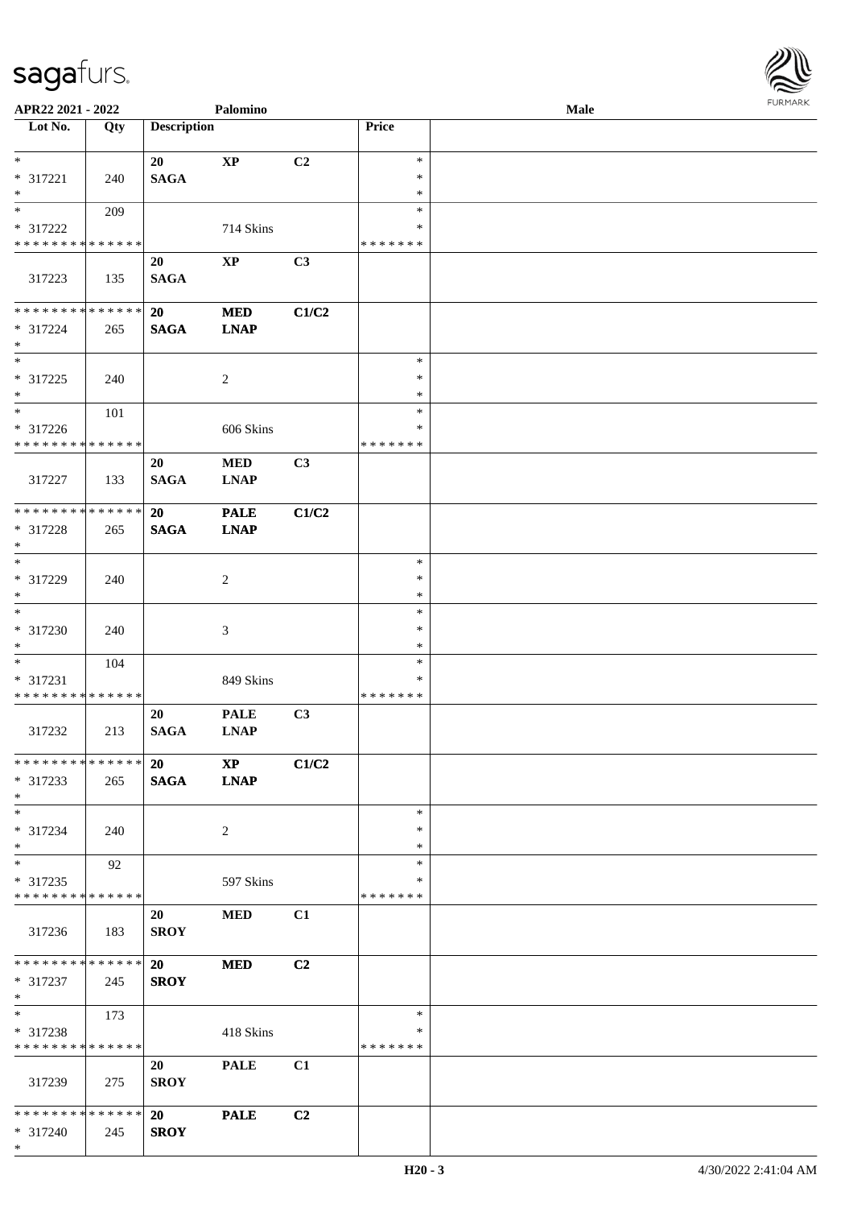| Lot No. | Qty | Description | | | Price | |
|---|---|---|---|---|---|---|
| * <br> * 317221 <br> * | 240 | 20 <br> **SAGA** | **XP** | **C2** | * <br> * <br> * | |
| * <br> * 317222 <br> * * * * * * * * * * * * * * | 209 | | 714 Skins | | * <br> * <br> * * * * * * * | |
| 317223 | 135 | 20 <br> **SAGA** | **XP** | **C3** | | |
| * * * * * * * * * * * * * * <br> * 317224 <br> * | 265 | **20** <br> **SAGA** | **MED** <br> **LNAP** | **C1/C2** | | |
| * <br> * 317225 <br> * | 240 | | 2 | | * <br> * <br> * | |
| * <br> * 317226 <br> * * * * * * * * * * * * * * | 101 | | 606 Skins | | * <br> * <br> * * * * * * * | |
| 317227 | 133 | 20 <br> **SAGA** | **MED** <br> **LNAP** | **C3** | | |
| * * * * * * * * * * * * * * <br> * 317228 <br> * | 265 | **20** <br> **SAGA** | **PALE** <br> **LNAP** | **C1/C2** | | |
| * <br> * 317229 <br> * | 240 | | 2 | | * <br> * <br> * | |
| * <br> * 317230 <br> * | 240 | | 3 | | * <br> * <br> * | |
| * <br> * 317231 <br> * * * * * * * * * * * * * * | 104 | | 849 Skins | | * <br> * <br> * * * * * * * | |
| 317232 | 213 | 20 <br> **SAGA** | **PALE** <br> **LNAP** | **C3** | | |
| * * * * * * * * * * * * * * <br> * 317233 <br> * | 265 | **20** <br> **SAGA** | **XP** <br> **LNAP** | **C1/C2** | | |
| * <br> * 317234 <br> * | 240 | | 2 | | * <br> * <br> * | |
| * <br> * 317235 <br> * * * * * * * * * * * * * * | 92 | | 597 Skins | | * <br> * <br> * * * * * * * | |
| 317236 | 183 | 20 <br> **SROY** | **MED** | **C1** | | |
| * * * * * * * * * * * * * * <br> * 317237 <br> * | 245 | **20** <br> **SROY** | **MED** | **C2** | | |
| * <br> * 317238 <br> * * * * * * * * * * * * * * | 173 | | 418 Skins | | * <br> * <br> * * * * * * * | |
| 317239 | 275 | 20 <br> **SROY** | **PALE** | **C1** | | |
| * * * * * * * * * * * * * * <br> * 317240 <br> * | 245 | **20** <br> **SROY** | **PALE** | **C2** | | |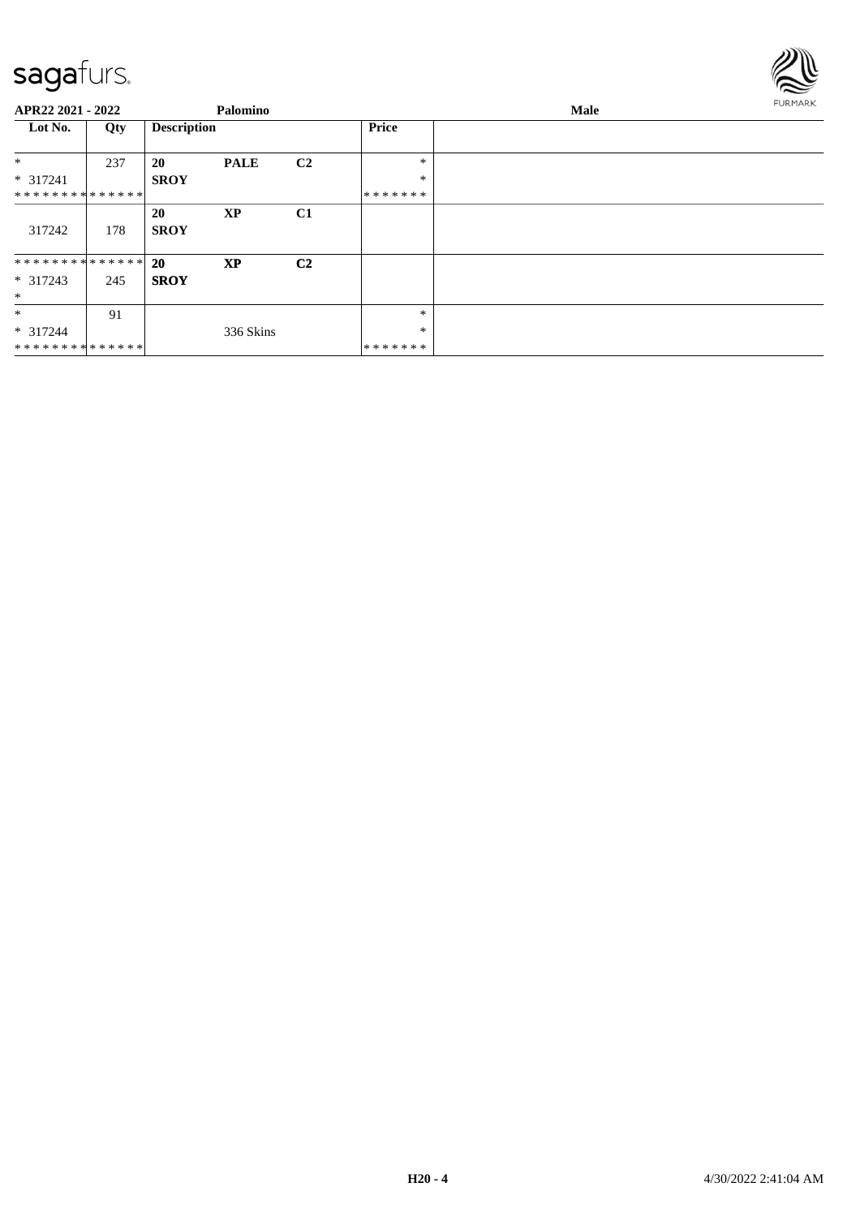**APR22 2021 - 2022** **Palomino** **Male**

| Lot No. | Qty | Description | | | Price | |
|---|---|---|---|---|---|---|
| * | 237 | **20** | **PALE** | **C2** | * | |
| * 317241 | | **SROY** | | | * | |
| ************** | | | | | ******* | |
| | | **20** | **XP** | **C1** | | |
| 317242 | 178 | **SROY** | | | | |
| ************** | | **20** | **XP** | **C2** | | |
| * 317243 | 245 | **SROY** | | | | |
| * | | | | | | |
| * | 91 | | | | * | |
| * 317244 | | | 336 Skins | | * | |
| ************** | | | | | ******* | |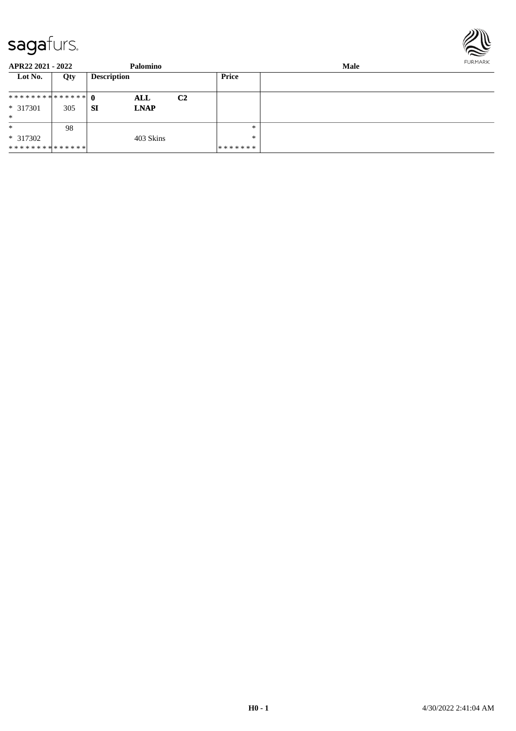**APR22 2021 - 2022** **Palomino** **Male**

| Lot No. | Qty | Description | | | Price | |
|---|---|---|---|---|---|---|
| ************** | 0 | | **ALL** | **C2** | | |
| * 317301 | 305 | **SI** | **LNAP** | | | |
| * | | | | | | |
| * | 98 | | | | * | |
| * 317302 | | | 403 Skins | | * | |
| ************** | | | | | ******* | |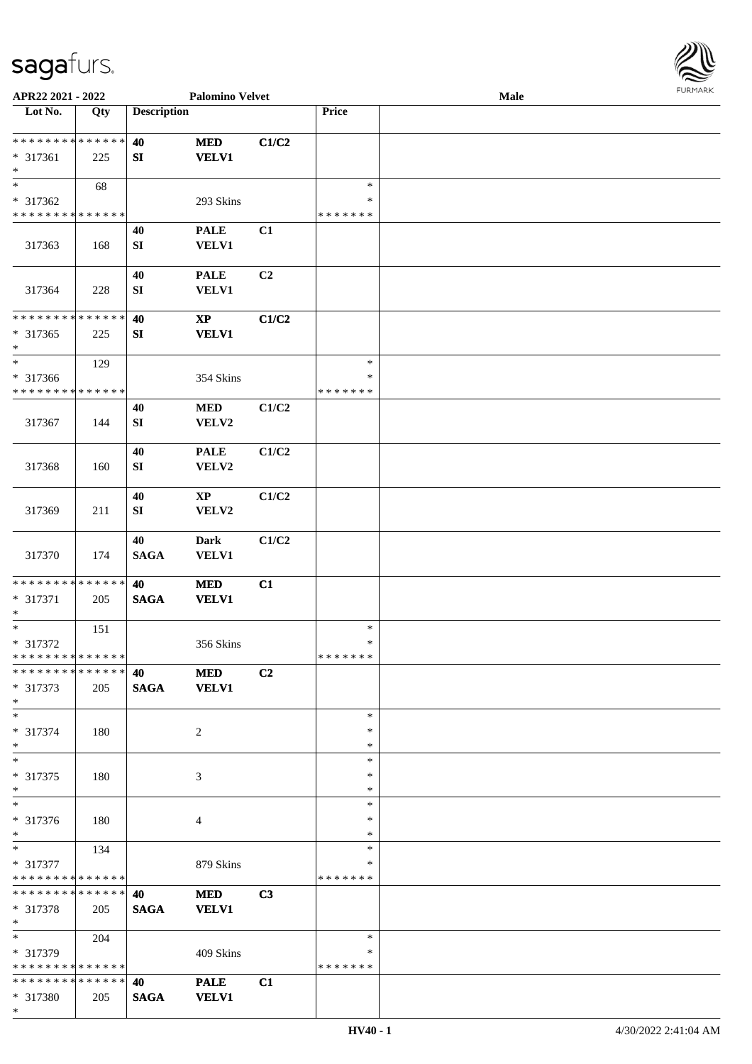| Lot No. | Qty | Description | | | Price | |
|---|---|---|---|---|---|---|
| ************** | | 40 | MED | C1/C2 | | |
| * 317361 | 225 | SI | VELV1 | | | |
| * | | | | | | |
| * | 68 | | | | * | |
| * 317362 | | | 293 Skins | | * | |
| ************** | | | | | ******* | |
| | | 40 | PALE | C1 | | |
| 317363 | 168 | SI | VELV1 | | | |
| | | 40 | PALE | C2 | | |
| 317364 | 228 | SI | VELV1 | | | |
| ************** | | 40 | XP | C1/C2 | | |
| * 317365 | 225 | SI | VELV1 | | | |
| * | | | | | | |
| * | 129 | | | | * | |
| * 317366 | | | 354 Skins | | * | |
| ************** | | | | | ******* | |
| | | 40 | MED | C1/C2 | | |
| 317367 | 144 | SI | VELV2 | | | |
| | | 40 | PALE | C1/C2 | | |
| 317368 | 160 | SI | VELV2 | | | |
| | | 40 | XP | C1/C2 | | |
| 317369 | 211 | SI | VELV2 | | | |
| | | 40 | Dark | C1/C2 | | |
| 317370 | 174 | SAGA | VELV1 | | | |
| ************** | | 40 | MED | C1 | | |
| * 317371 | 205 | SAGA | VELV1 | | | |
| * | | | | | | |
| * | 151 | | | | * | |
| * 317372 | | | 356 Skins | | * | |
| ************** | | | | | ******* | |
| ************** | | 40 | MED | C2 | | |
| * 317373 | 205 | SAGA | VELV1 | | | |
| * | | | | | | |
| * | | | | | * | |
| * 317374 | 180 | | 2 | | * | |
| * | | | | | * | |
| * | | | | | * | |
| * 317375 | 180 | | 3 | | * | |
| * | | | | | * | |
| * | | | | | * | |
| * 317376 | 180 | | 4 | | * | |
| * | | | | | * | |
| * | 134 | | | | * | |
| * 317377 | | | 879 Skins | | * | |
| ************** | | | | | ******* | |
| ************** | | 40 | MED | C3 | | |
| * 317378 | 205 | SAGA | VELV1 | | | |
| * | | | | | | |
| * | 204 | | | | * | |
| * 317379 | | | 409 Skins | | * | |
| ************** | | | | | ******* | |
| ************** | | 40 | PALE | C1 | | |
| * 317380 | 205 | SAGA | VELV1 | | | |
| * | | | | | | |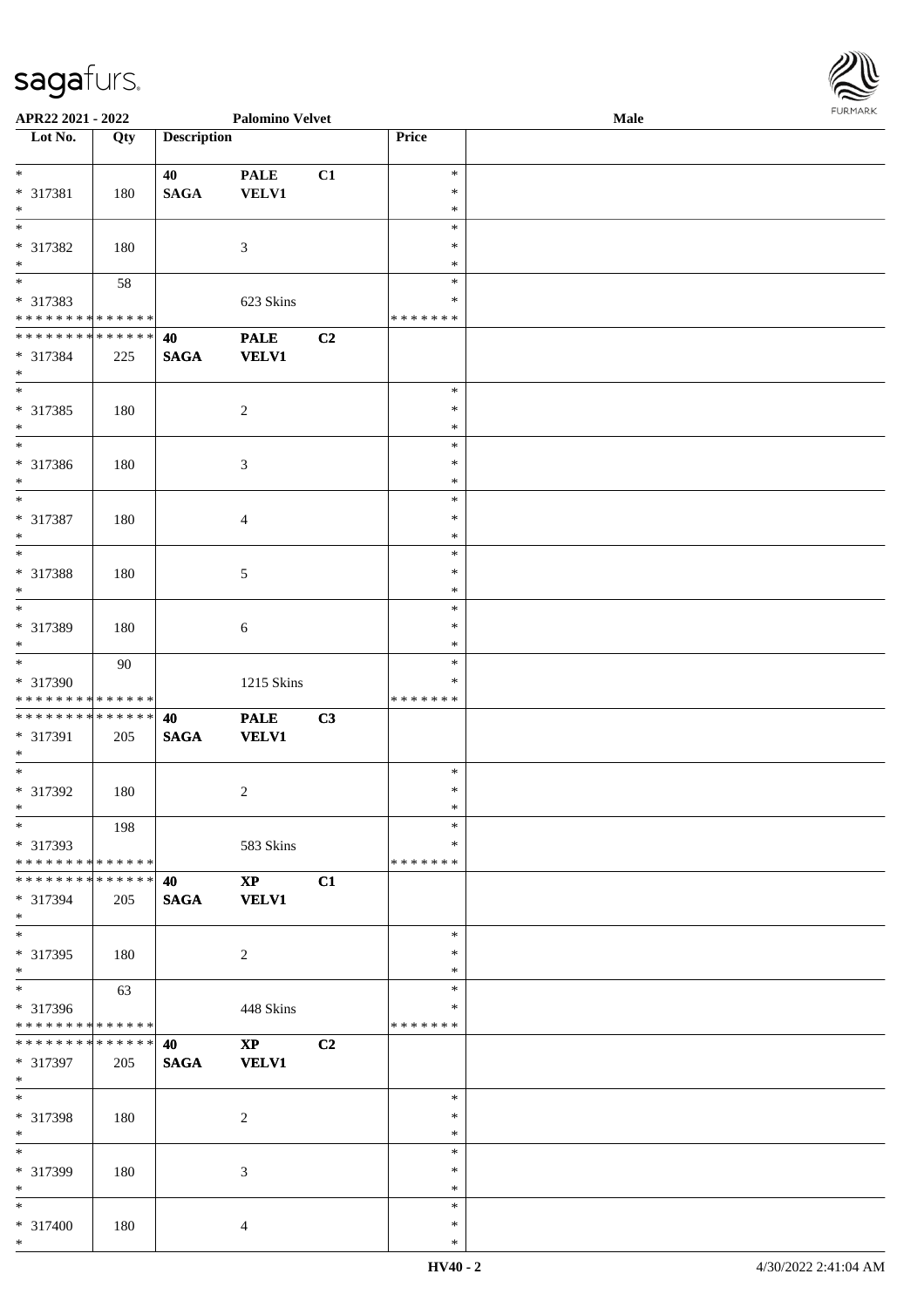APR22 2021 - 2022 | Palomino Velvet | Male

| Lot No. | Qty | Description | | | Price |
|---|---|---|---|---|---|
| * <br> * 317381 <br> * | 180 | 40 <br> **SAGA** | **PALE** <br> **VELV1** | **C1** | * <br> * <br> * |
| * <br> * 317382 <br> * | 180 | | 3 | | * <br> * <br> * |
| * <br> * 317383 <br> * * * * * * * * * * * * * * | 58 | | 623 Skins | | * <br> * <br> * * * * * * * |
| * * * * * * * * * * * * * * <br> * 317384 <br> * | 225 | **40** <br> **SAGA** | **PALE** <br> **VELV1** | **C2** | |
| * <br> * 317385 <br> * | 180 | | 2 | | * <br> * <br> * |
| * <br> * 317386 <br> * | 180 | | 3 | | * <br> * <br> * |
| * <br> * 317387 <br> * | 180 | | 4 | | * <br> * <br> * |
| * <br> * 317388 <br> * | 180 | | 5 | | * <br> * <br> * |
| * <br> * 317389 <br> * | 180 | | 6 | | * <br> * <br> * |
| * <br> * 317390 <br> * * * * * * * * * * * * * * | 90 | | 1215 Skins | | * <br> * <br> * * * * * * * |
| * * * * * * * * * * * * * * <br> * 317391 <br> * | 205 | **40** <br> **SAGA** | **PALE** <br> **VELV1** | **C3** | |
| * <br> * 317392 <br> * | 180 | | 2 | | * <br> * <br> * |
| * <br> * 317393 <br> * * * * * * * * * * * * * * | 198 | | 583 Skins | | * <br> * <br> * * * * * * * |
| * * * * * * * * * * * * * * <br> * 317394 <br> * | 205 | **40** <br> **SAGA** | **XP** <br> **VELV1** | **C1** | |
| * <br> * 317395 <br> * | 180 | | 2 | | * <br> * <br> * |
| * <br> * 317396 <br> * * * * * * * * * * * * * * | 63 | | 448 Skins | | * <br> * <br> * * * * * * * |
| * * * * * * * * * * * * * * <br> * 317397 <br> * | 205 | **40** <br> **SAGA** | **XP** <br> **VELV1** | **C2** | |
| * <br> * 317398 <br> * | 180 | | 2 | | * <br> * <br> * |
| * <br> * 317399 <br> * | 180 | | 3 | | * <br> * <br> * |
| * <br> * 317400 <br> * | 180 | | 4 | | * <br> * <br> * |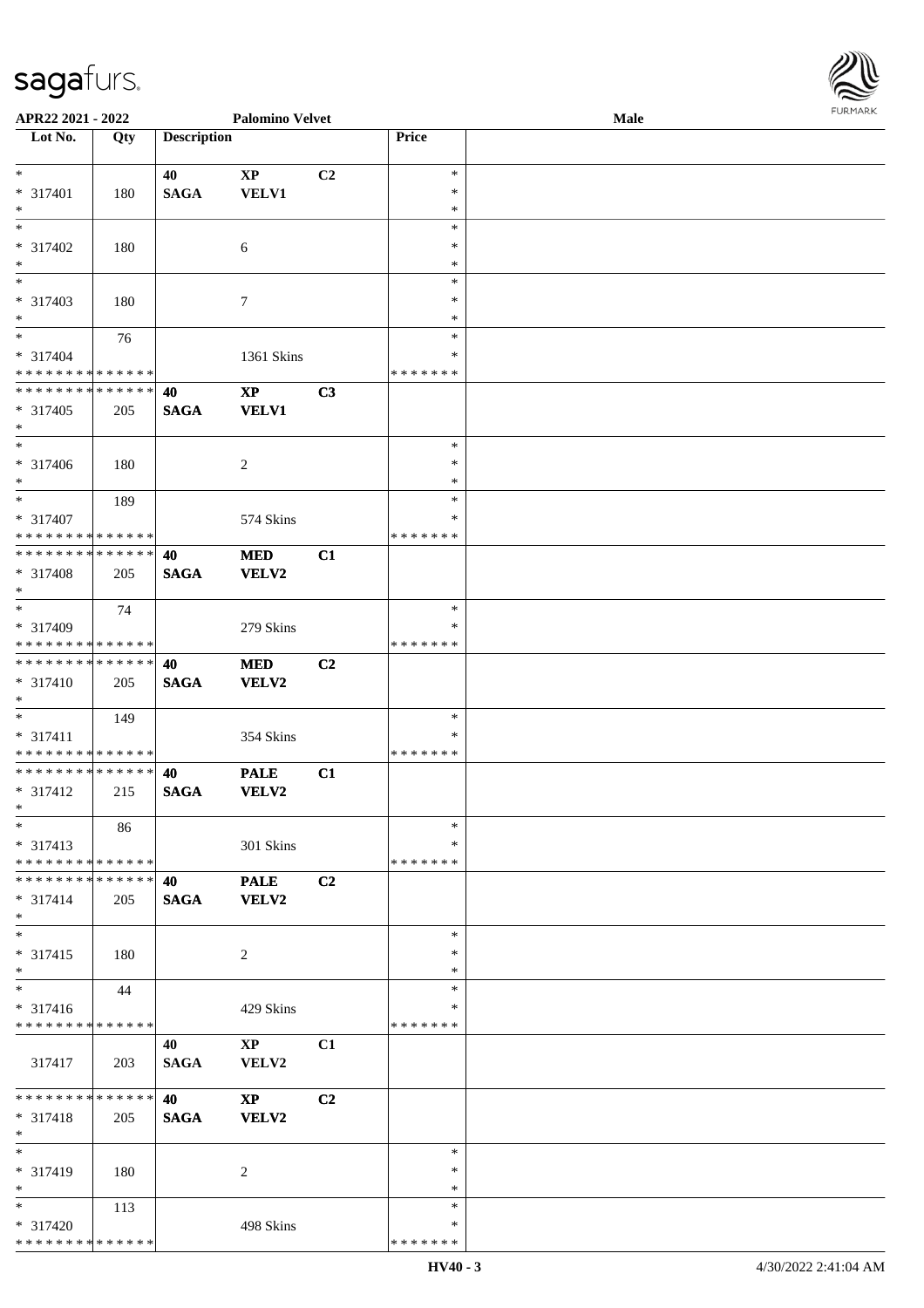APR22 2021 - 2022 | Palomino Velvet | Male

| Lot No. | Qty | Description | | | Price | |
|---|---|---|---|---|---|---|
| * | | 40 | XP | C2 | * | |
| * 317401 | 180 | SAGA | VELV1 | | * | |
| * | | | | | * | |
| * | | | | | * | |
| * 317402 | 180 | | 6 | | * | |
| * | | | | | * | |
| * | | | | | * | |
| * 317403 | 180 | | 7 | | * | |
| * | | | | | * | |
| * | 76 | | | | * | |
| * 317404 | | | 1361 Skins | | * | |
| * * * * * * * * * * * * * * | | | | | * * * * * * * | |
| * * * * * * * * * * * * * * | | 40 | XP | C3 | | |
| * 317405 | 205 | SAGA | VELV1 | | | |
| * | | | | | | |
| * | | | | | * | |
| * 317406 | 180 | | 2 | | * | |
| * | | | | | * | |
| * | 189 | | | | * | |
| * 317407 | | | 574 Skins | | * | |
| * * * * * * * * * * * * * * | | | | | * * * * * * * | |
| * * * * * * * * * * * * * * | | 40 | MED | C1 | | |
| * 317408 | 205 | SAGA | VELV2 | | | |
| * | | | | | | |
| * | 74 | | | | * | |
| * 317409 | | | 279 Skins | | * | |
| * * * * * * * * * * * * * * | | | | | * * * * * * * | |
| * * * * * * * * * * * * * * | | 40 | MED | C2 | | |
| * 317410 | 205 | SAGA | VELV2 | | | |
| * | | | | | | |
| * | 149 | | | | * | |
| * 317411 | | | 354 Skins | | * | |
| * * * * * * * * * * * * * * | | | | | * * * * * * * | |
| * * * * * * * * * * * * * * | | 40 | PALE | C1 | | |
| * 317412 | 215 | SAGA | VELV2 | | | |
| * | | | | | | |
| * | 86 | | | | * | |
| * 317413 | | | 301 Skins | | * | |
| * * * * * * * * * * * * * * | | | | | * * * * * * * | |
| * * * * * * * * * * * * * * | | 40 | PALE | C2 | | |
| * 317414 | 205 | SAGA | VELV2 | | | |
| * | | | | | | |
| * | | | | | * | |
| * 317415 | 180 | | 2 | | * | |
| * | | | | | * | |
| * | 44 | | | | * | |
| * 317416 | | | 429 Skins | | * | |
| * * * * * * * * * * * * * * | | | | | * * * * * * * | |
| | | 40 | XP | C1 | | |
| 317417 | 203 | SAGA | VELV2 | | | |
| * * * * * * * * * * * * * * | | 40 | XP | C2 | | |
| * 317418 | 205 | SAGA | VELV2 | | | |
| * | | | | | | |
| * | | | | | * | |
| * 317419 | 180 | | 2 | | * | |
| * | | | | | * | |
| * | 113 | | | | * | |
| * 317420 | | | 498 Skins | | * | |
| * * * * * * * * * * * * * * | | | | | * * * * * * * | |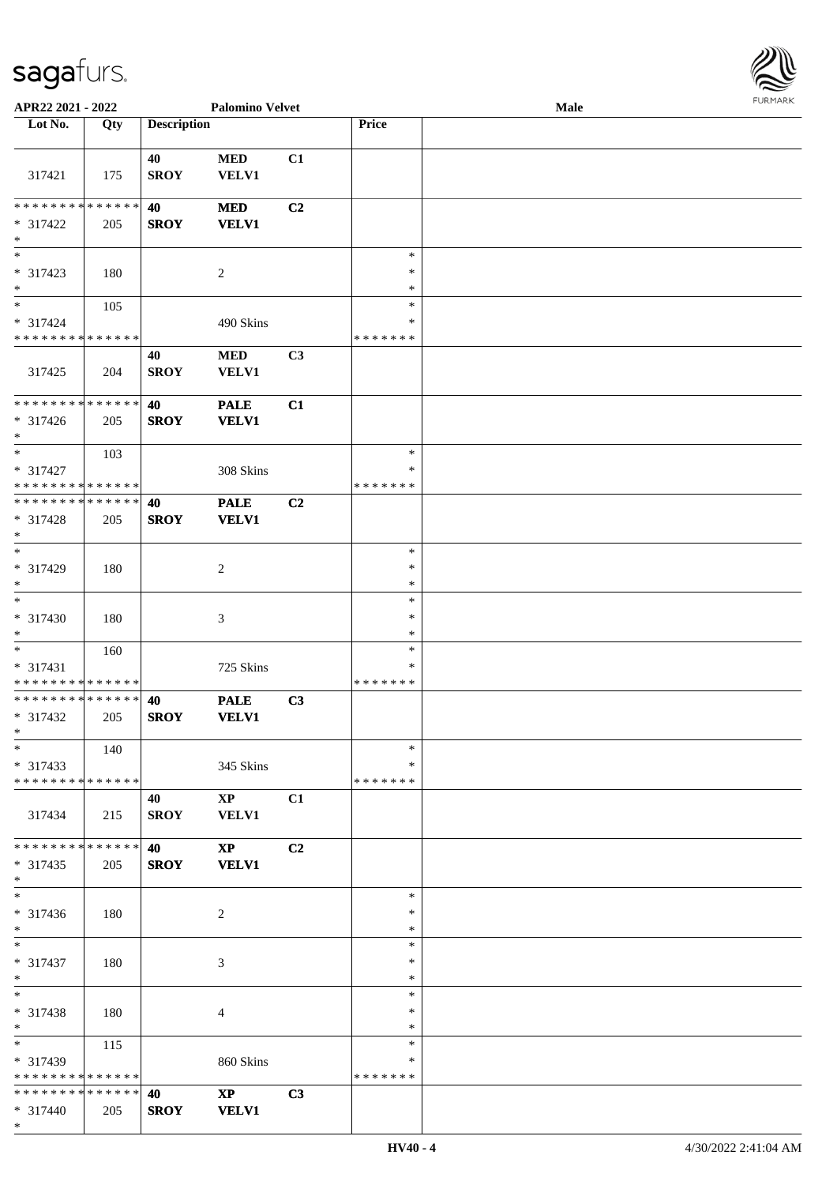APR22 2021 - 2022 Palomino Velvet Male

| Lot No. | Qty | Description | | | Price | |
|---|---|---|---|---|---|---|
| 317421 | 175 | 40 SROY | MED VELV1 | C1 | | |
| * * * * * * * * * * * * * * * 317422 * | 205 | 40 SROY | MED VELV1 | C2 | | |
| * * 317423 * | 180 | | 2 | | * * * | |
| * * 317424 * * * * * * * * * * * * * * | 105 | | 490 Skins | | * * * * * * * * | |
| 317425 | 204 | 40 SROY | MED VELV1 | C3 | | |
| * * * * * * * * * * * * * * * 317426 * | 205 | 40 SROY | PALE VELV1 | C1 | | |
| * * 317427 * * * * * * * * * * * * * * | 103 | | 308 Skins | | * * * * * * * * | |
| * * * * * * * * * * * * * * * 317428 * | 205 | 40 SROY | PALE VELV1 | C2 | | |
| * * 317429 * | 180 | | 2 | | * * * | |
| * * 317430 * | 180 | | 3 | | * * * | |
| * * 317431 * * * * * * * * * * * * * * | 160 | | 725 Skins | | * * * * * * * * | |
| * * * * * * * * * * * * * * * 317432 * | 205 | 40 SROY | PALE VELV1 | C3 | | |
| * * 317433 * * * * * * * * * * * * * * | 140 | | 345 Skins | | * * * * * * * * | |
| 317434 | 215 | 40 SROY | XP VELV1 | C1 | | |
| * * * * * * * * * * * * * * * 317435 * | 205 | 40 SROY | XP VELV1 | C2 | | |
| * * 317436 * | 180 | | 2 | | * * * | |
| * * 317437 * | 180 | | 3 | | * * * | |
| * * 317438 * | 180 | | 4 | | * * * | |
| * * 317439 * * * * * * * * * * * * * * | 115 | | 860 Skins | | * * * * * * * * | |
| * * * * * * * * * * * * * * * 317440 * | 205 | 40 SROY | XP VELV1 | C3 | | |

HV40 - 4 4/30/2022 2:41:04 AM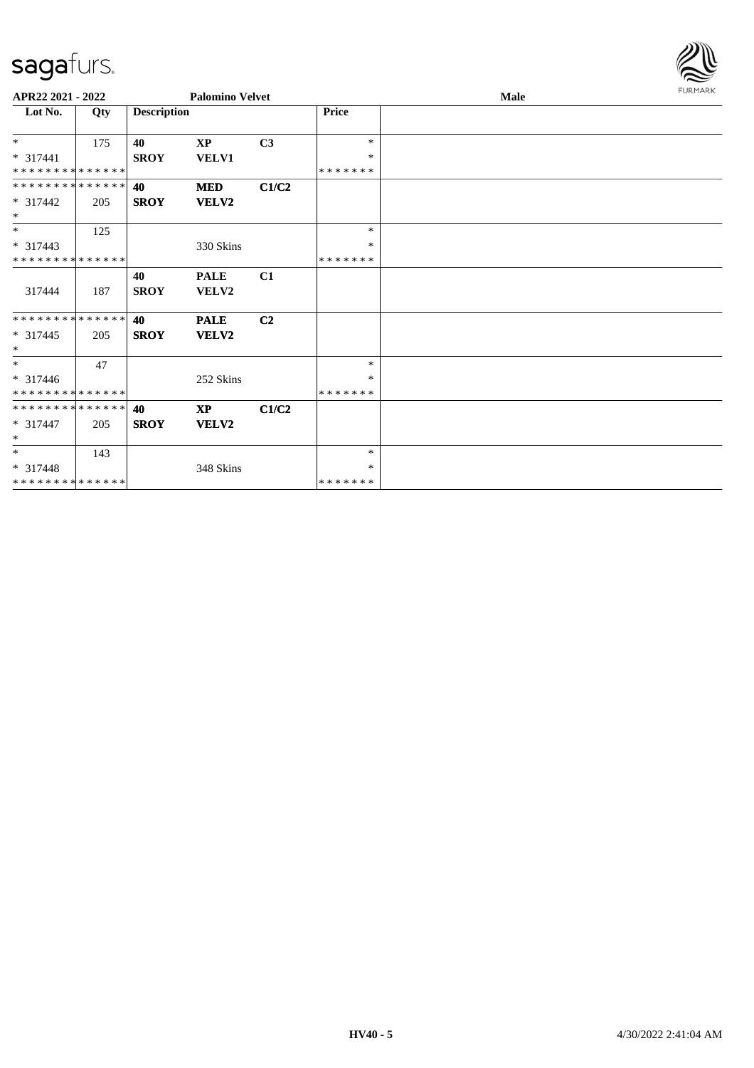| APR22 2021 - 2022 | | Palomino Velvet | | | | Male |
|---|---|---|---|---|---|---|
| **Lot No.** | **Qty** | **Description** | | | **Price** | |
| * | 175 | **40** | **XP** | **C3** | * | |
| * 317441 | | **SROY** | **VELV1** | | * | |
| * * * * * * * * * * * * * * | | | | | * * * * * * * | |
| * * * * * * * * * * * * * * | | **40** | **MED** | **C1/C2** | | |
| * 317442 | 205 | **SROY** | **VELV2** | | | |
| * | | | | | | |
| * | 125 | | | | * | |
| * 317443 | | | 330 Skins | | * | |
| * * * * * * * * * * * * * * | | | | | * * * * * * * | |
| 317444 | 187 | **40** **SROY** | **PALE** **VELV2** | **C1** | | |
| * * * * * * * * * * * * * * | | **40** | **PALE** | **C2** | | |
| * 317445 | 205 | **SROY** | **VELV2** | | | |
| * | | | | | | |
| * | 47 | | | | * | |
| * 317446 | | | 252 Skins | | * | |
| * * * * * * * * * * * * * * | | | | | * * * * * * * | |
| * * * * * * * * * * * * * * | | **40** | **XP** | **C1/C2** | | |
| * 317447 | 205 | **SROY** | **VELV2** | | | |
| * | | | | | | |
| * | 143 | | | | * | |
| * 317448 | | | 348 Skins | | * | |
| * * * * * * * * * * * * * * | | | | | * * * * * * * | |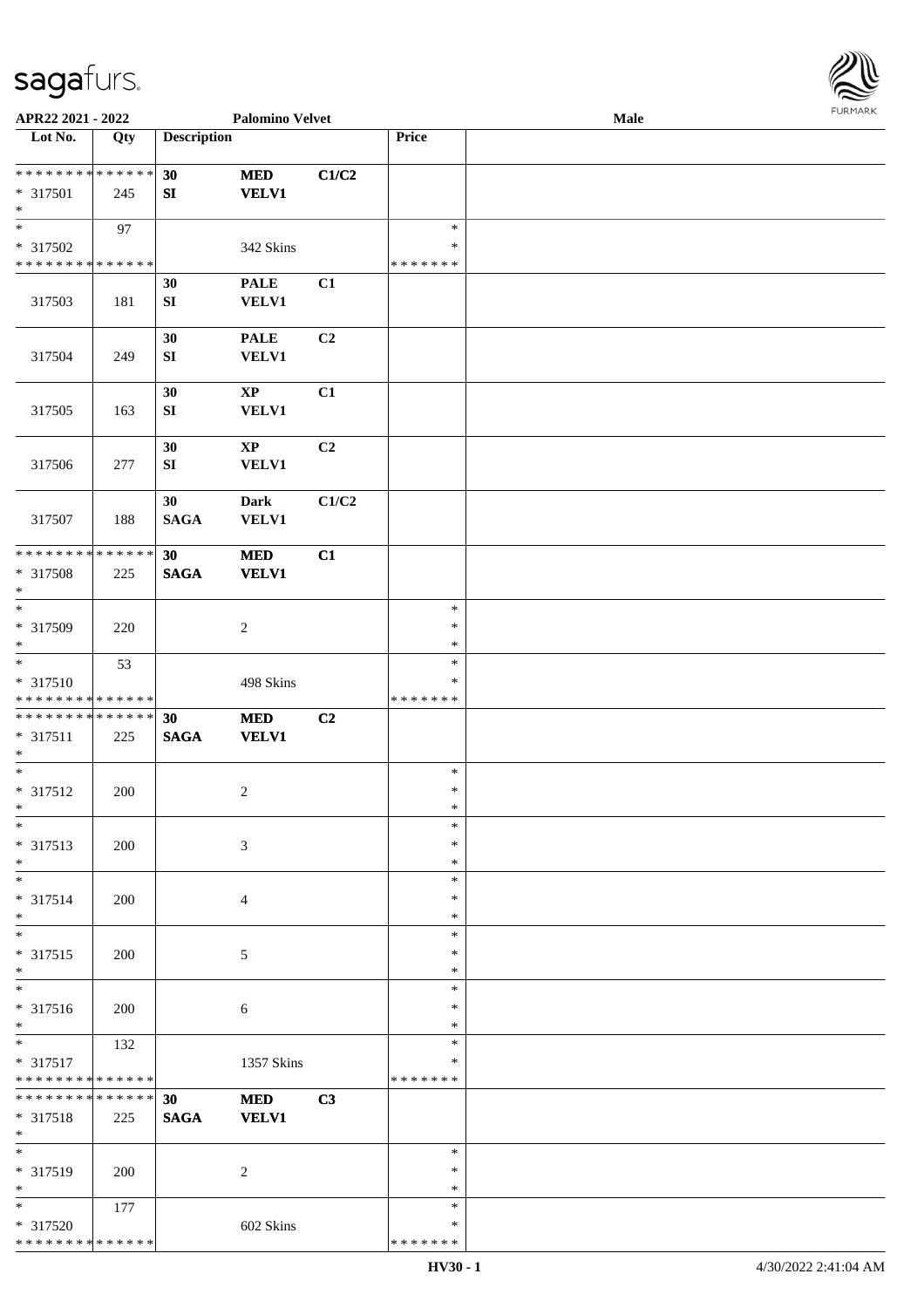APR22 2021 - 2022 Palomino Velvet Male

| Lot No. | Qty | Description | | | Price | |
|---|---|---|---|---|---|---|
| * * * * * * * * * * * * * * * 317501 * | 245 | 30 SI | MED VELV1 | C1/C2 | | |
| * * 317502 * * * * * * * * * * * * * * | 97 | | 342 Skins | | * * * * * * * * * | |
| 317503 | 181 | 30 SI | PALE VELV1 | C1 | | |
| 317504 | 249 | 30 SI | PALE VELV1 | C2 | | |
| 317505 | 163 | 30 SI | XP VELV1 | C1 | | |
| 317506 | 277 | 30 SI | XP VELV1 | C2 | | |
| 317507 | 188 | 30 SAGA | Dark VELV1 | C1/C2 | | |
| * * * * * * * * * * * * * * * 317508 * | 225 | 30 SAGA | MED VELV1 | C1 | | |
| * * 317509 * | 220 | | 2 | | * * * | |
| * * 317510 * * * * * * * * * * * * * * | 53 | | 498 Skins | | * * * * * * * * * | |
| * * * * * * * * * * * * * * * 317511 * | 225 | 30 SAGA | MED VELV1 | C2 | | |
| * * 317512 * | 200 | | 2 | | * * * | |
| * * 317513 * | 200 | | 3 | | * * * | |
| * * 317514 * | 200 | | 4 | | * * * | |
| * * 317515 * | 200 | | 5 | | * * * | |
| * * 317516 * | 200 | | 6 | | * * * | |
| * * 317517 * * * * * * * * * * * * * * | 132 | | 1357 Skins | | * * * * * * * * * | |
| * * * * * * * * * * * * * * * 317518 * | 225 | 30 SAGA | MED VELV1 | C3 | | |
| * * 317519 * | 200 | | 2 | | * * * | |
| * * 317520 * * * * * * * * * * * * * * | 177 | | 602 Skins | | * * * * * * * * * | |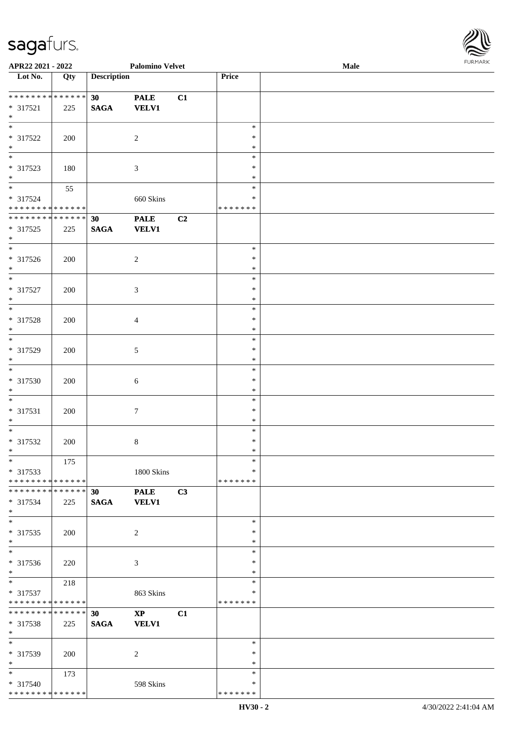| Lot No. | Qty | Description | | | Price | |
|---|---|---|---|---|---|---|
| * * * * * * * * * * * * * * | | 30 | PALE | C1 | | |
| * 317521 | 225 | SAGA | VELV1 | | | |
| * | | | | | | |
| * | | | | | * | |
| * 317522 | 200 | | 2 | | * | |
| * | | | | | * | |
| * | | | | | * | |
| * 317523 | 180 | | 3 | | * | |
| * | | | | | * | |
| * | 55 | | | | * | |
| * 317524 | | | 660 Skins | | * | |
| * * * * * * * * * * * * * * | | | | | * * * * * * * | |
| * * * * * * * * * * * * * * | | 30 | PALE | C2 | | |
| * 317525 | 225 | SAGA | VELV1 | | | |
| * | | | | | | |
| * | | | | | * | |
| * 317526 | 200 | | 2 | | * | |
| * | | | | | * | |
| * | | | | | * | |
| * 317527 | 200 | | 3 | | * | |
| * | | | | | * | |
| * | | | | | * | |
| * 317528 | 200 | | 4 | | * | |
| * | | | | | * | |
| * | | | | | * | |
| * 317529 | 200 | | 5 | | * | |
| * | | | | | * | |
| * | | | | | * | |
| * 317530 | 200 | | 6 | | * | |
| * | | | | | * | |
| * | | | | | * | |
| * 317531 | 200 | | 7 | | * | |
| * | | | | | * | |
| * | | | | | * | |
| * 317532 | 200 | | 8 | | * | |
| * | | | | | * | |
| * | 175 | | | | * | |
| * 317533 | | | 1800 Skins | | * | |
| * * * * * * * * * * * * * * | | | | | * * * * * * * | |
| * * * * * * * * * * * * * * | | 30 | PALE | C3 | | |
| * 317534 | 225 | SAGA | VELV1 | | | |
| * | | | | | | |
| * | | | | | * | |
| * 317535 | 200 | | 2 | | * | |
| * | | | | | * | |
| * | | | | | * | |
| * 317536 | 220 | | 3 | | * | |
| * | | | | | * | |
| * | 218 | | | | * | |
| * 317537 | | | 863 Skins | | * | |
| * * * * * * * * * * * * * * | | | | | * * * * * * * | |
| * * * * * * * * * * * * * * | | 30 | XP | C1 | | |
| * 317538 | 225 | SAGA | VELV1 | | | |
| * | | | | | | |
| * | | | | | * | |
| * 317539 | 200 | | 2 | | * | |
| * | | | | | * | |
| * | 173 | | | | * | |
| * 317540 | | | 598 Skins | | * | |
| * * * * * * * * * * * * * * | | | | | * * * * * * * | |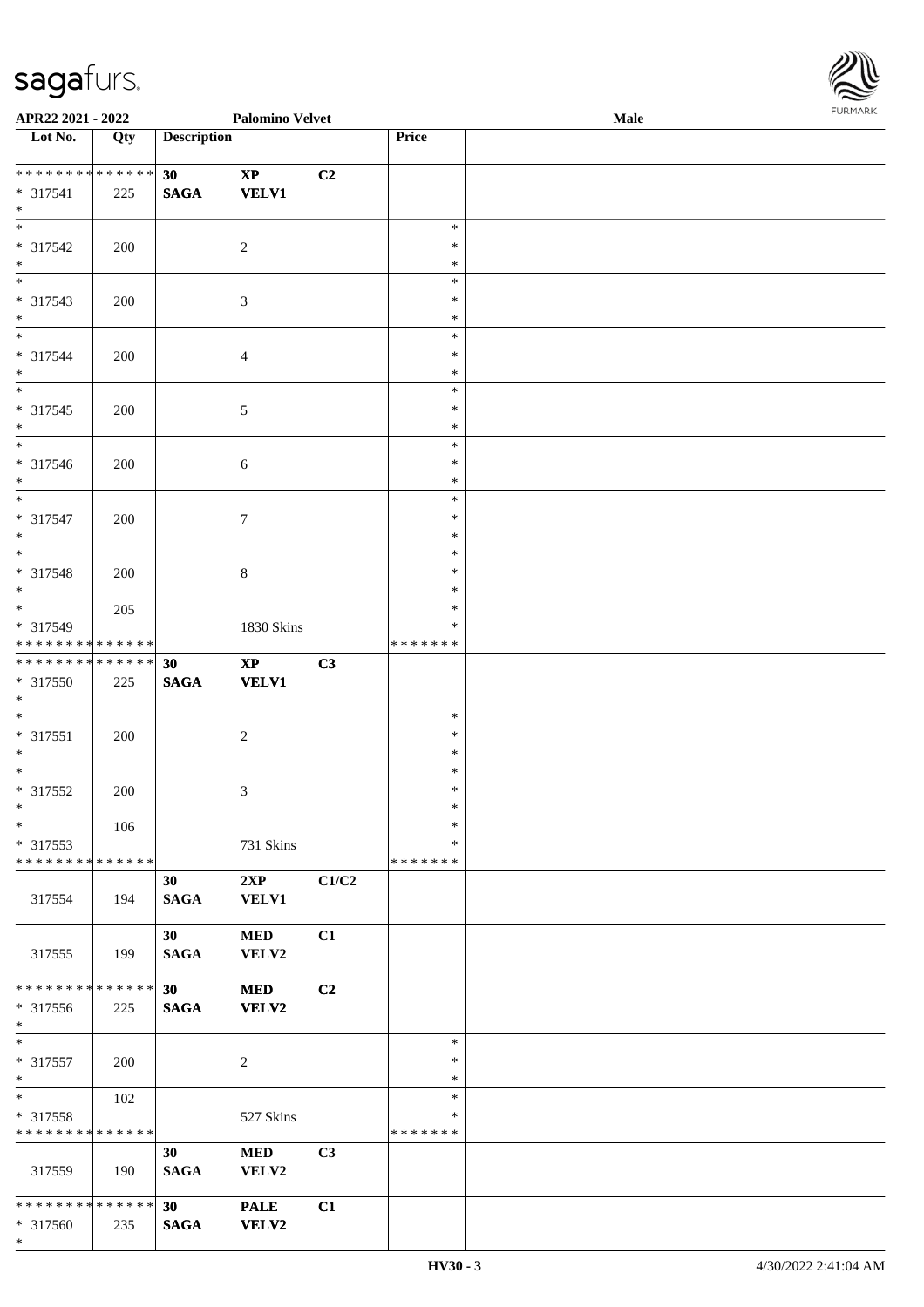APR22 2021 - 2022 **Palomino Velvet** **Male**

| Lot No. | Qty | Description | | | Price | |
|---|---|---|---|---|---|---|
| * * * * * * * * * * * * * * | | **30** | **XP** | **C2** | | |
| * 317541 | 225 | **SAGA** | **VELV1** | | | |
| * | | | | | | |
| * | | | | | * | |
| * 317542 | 200 | | 2 | | * | |
| * | | | | | * | |
| * | | | | | * | |
| * 317543 | 200 | | 3 | | * | |
| * | | | | | * | |
| * | | | | | * | |
| * 317544 | 200 | | 4 | | * | |
| * | | | | | * | |
| * | | | | | * | |
| * 317545 | 200 | | 5 | | * | |
| * | | | | | * | |
| * | | | | | * | |
| * 317546 | 200 | | 6 | | * | |
| * | | | | | * | |
| * | | | | | * | |
| * 317547 | 200 | | 7 | | * | |
| * | | | | | * | |
| * | | | | | * | |
| * 317548 | 200 | | 8 | | * | |
| * | | | | | * | |
| * | 205 | | | | * | |
| * 317549 | | | 1830 Skins | | * | |
| * * * * * * * * * * * * * * | | | | | * * * * * * * | |
| * * * * * * * * * * * * * * | | **30** | **XP** | **C3** | | |
| * 317550 | 225 | **SAGA** | **VELV1** | | | |
| * | | | | | | |
| * | | | | | * | |
| * 317551 | 200 | | 2 | | * | |
| * | | | | | * | |
| * | | | | | * | |
| * 317552 | 200 | | 3 | | * | |
| * | | | | | * | |
| * | 106 | | | | * | |
| * 317553 | | | 731 Skins | | * | |
| * * * * * * * * * * * * * * | | | | | * * * * * * * | |
| | | **30** | **2XP** | **C1/C2** | | |
| 317554 | 194 | **SAGA** | **VELV1** | | | |
| | | **30** | **MED** | **C1** | | |
| 317555 | 199 | **SAGA** | **VELV2** | | | |
| * * * * * * * * * * * * * * | | **30** | **MED** | **C2** | | |
| * 317556 | 225 | **SAGA** | **VELV2** | | | |
| * | | | | | | |
| * | | | | | * | |
| * 317557 | 200 | | 2 | | * | |
| * | | | | | * | |
| * | 102 | | | | * | |
| * 317558 | | | 527 Skins | | * | |
| * * * * * * * * * * * * * * | | | | | * * * * * * * | |
| | | **30** | **MED** | **C3** | | |
| 317559 | 190 | **SAGA** | **VELV2** | | | |
| * * * * * * * * * * * * * * | | **30** | **PALE** | **C1** | | |
| * 317560 | 235 | **SAGA** | **VELV2** | | | |
| * | | | | | | |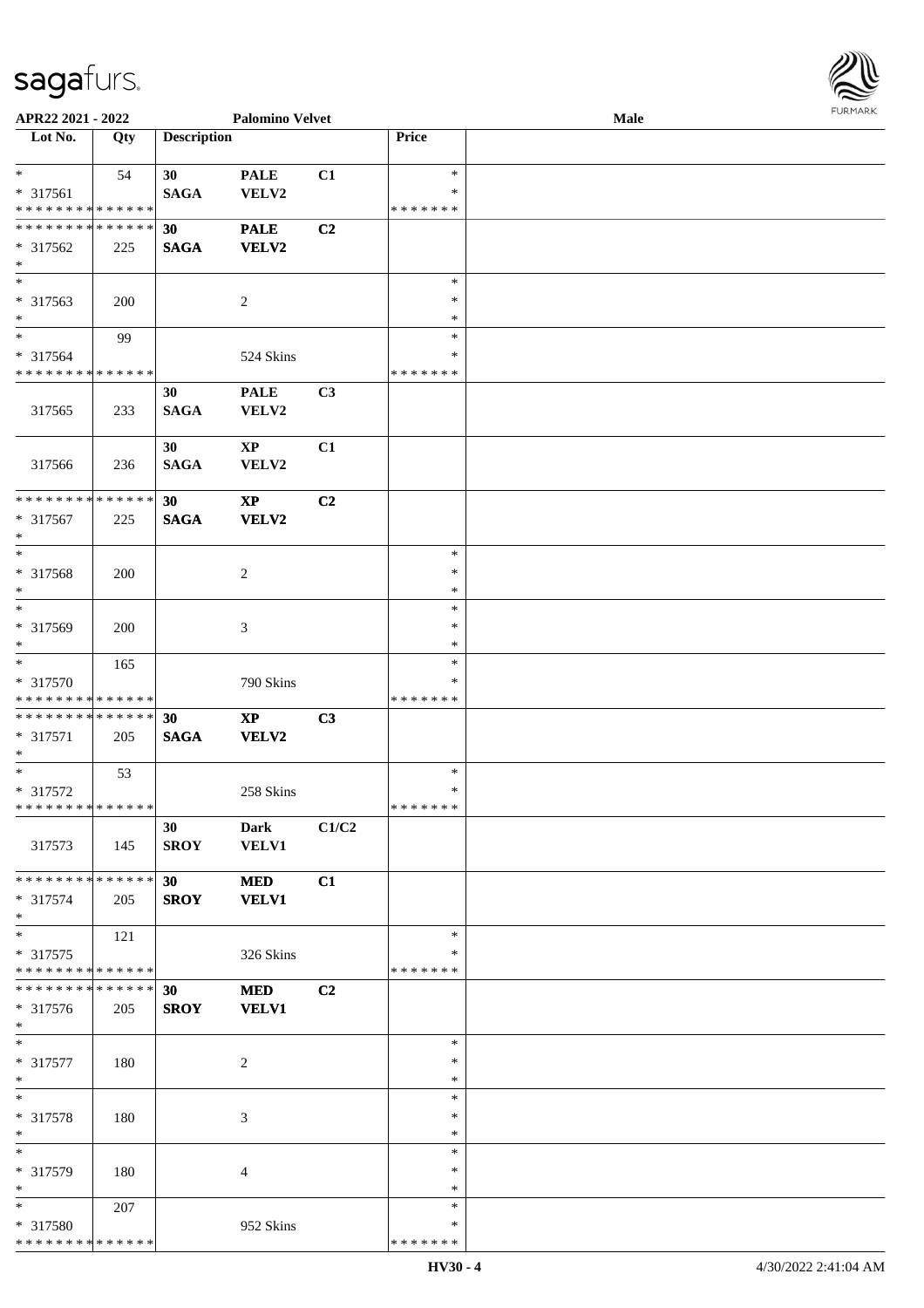APR22 2021 - 2022 | Palomino Velvet | Male

| Lot No. | Qty | Description | | | Price | |
|---|---|---|---|---|---|---|
| * <br> * 317561 <br> * * * * * * * * * * * * * * | 54 | 30 <br> SAGA | PALE <br> VELV2 | C1 | * <br> * <br> * * * * * * * | |
| * * * * * * * * * * * * * * <br> * 317562 <br> * | 225 | **30** <br> **SAGA** | **PALE** <br> **VELV2** | **C2** | | |
| * <br> * 317563 <br> * | 200 | | 2 | | * <br> * <br> * | |
| * <br> * 317564 <br> * * * * * * * * * * * * * * | 99 | | 524 Skins | | * <br> * <br> * * * * * * * | |
| 317565 | 233 | 30 <br> SAGA | PALE <br> VELV2 | C3 | | |
| 317566 | 236 | 30 <br> SAGA | XP <br> VELV2 | C1 | | |
| * * * * * * * * * * * * * * <br> * 317567 <br> * | 225 | **30** <br> **SAGA** | **XP** <br> **VELV2** | **C2** | | |
| * <br> * 317568 <br> * | 200 | | 2 | | * <br> * <br> * | |
| * <br> * 317569 <br> * | 200 | | 3 | | * <br> * <br> * | |
| * <br> * 317570 <br> * * * * * * * * * * * * * * | 165 | | 790 Skins | | * <br> * <br> * * * * * * * | |
| * * * * * * * * * * * * * * <br> * 317571 <br> * | 205 | **30** <br> **SAGA** | **XP** <br> **VELV2** | **C3** | | |
| * <br> * 317572 <br> * * * * * * * * * * * * * * | 53 | | 258 Skins | | * <br> * <br> * * * * * * * | |
| 317573 | 145 | 30 <br> SROY | Dark <br> VELV1 | C1/C2 | | |
| * * * * * * * * * * * * * * <br> * 317574 <br> * | 205 | **30** <br> **SROY** | **MED** <br> **VELV1** | **C1** | | |
| * <br> * 317575 <br> * * * * * * * * * * * * * * | 121 | | 326 Skins | | * <br> * <br> * * * * * * * | |
| * * * * * * * * * * * * * * <br> * 317576 <br> * | 205 | **30** <br> **SROY** | **MED** <br> **VELV1** | **C2** | | |
| * <br> * 317577 <br> * | 180 | | 2 | | * <br> * <br> * | |
| * <br> * 317578 <br> * | 180 | | 3 | | * <br> * <br> * | |
| * <br> * 317579 <br> * | 180 | | 4 | | * <br> * <br> * | |
| * <br> * 317580 <br> * * * * * * * * * * * * * * | 207 | | 952 Skins | | * <br> * <br> * * * * * * * | |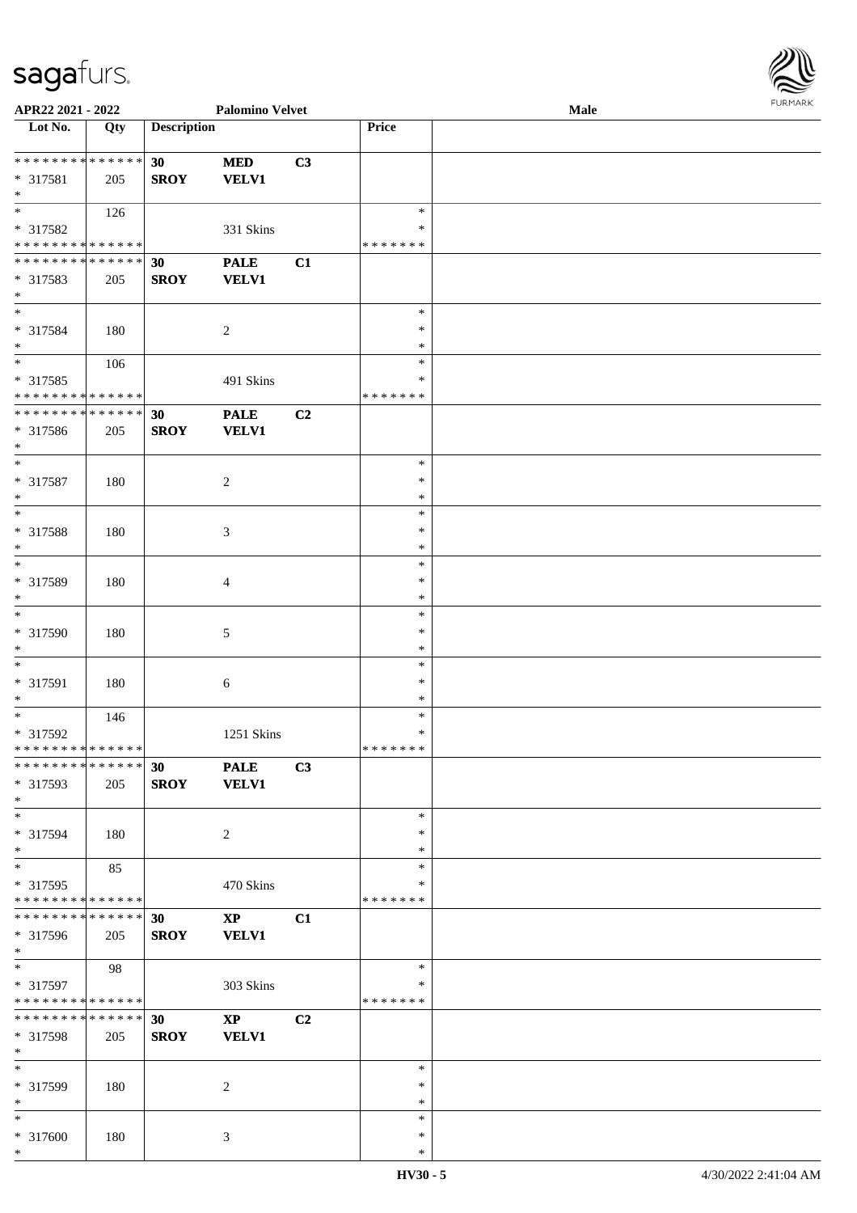APR22 2021 - 2022 &nbsp;&nbsp;&nbsp; **Palomino Velvet** &nbsp;&nbsp;&nbsp; **Male**

| Lot No. | Qty | Description | | | Price | |
|---|---|---|---|---|---|---|
| * * * * * * * * * * * * * * | | **30** | **MED** | **C3** | | |
| * 317581 | 205 | **SROY** | **VELV1** | | | |
| * | | | | | | |
| * | 126 | | | | * | |
| * 317582 | | | 331 Skins | | * | |
| * * * * * * * * * * * * * * | | | | | * * * * * * * | |
| * * * * * * * * * * * * * * | | **30** | **PALE** | **C1** | | |
| * 317583 | 205 | **SROY** | **VELV1** | | | |
| * | | | | | | |
| * | | | | | * | |
| * 317584 | 180 | | 2 | | * | |
| * | | | | | * | |
| * | 106 | | | | * | |
| * 317585 | | | 491 Skins | | * | |
| * * * * * * * * * * * * * * | | | | | * * * * * * * | |
| * * * * * * * * * * * * * * | | **30** | **PALE** | **C2** | | |
| * 317586 | 205 | **SROY** | **VELV1** | | | |
| * | | | | | | |
| * | | | | | * | |
| * 317587 | 180 | | 2 | | * | |
| * | | | | | * | |
| * | | | | | * | |
| * 317588 | 180 | | 3 | | * | |
| * | | | | | * | |
| * | | | | | * | |
| * 317589 | 180 | | 4 | | * | |
| * | | | | | * | |
| * | | | | | * | |
| * 317590 | 180 | | 5 | | * | |
| * | | | | | * | |
| * | | | | | * | |
| * 317591 | 180 | | 6 | | * | |
| * | | | | | * | |
| * | 146 | | | | * | |
| * 317592 | | | 1251 Skins | | * | |
| * * * * * * * * * * * * * * | | | | | * * * * * * * | |
| * * * * * * * * * * * * * * | | **30** | **PALE** | **C3** | | |
| * 317593 | 205 | **SROY** | **VELV1** | | | |
| * | | | | | | |
| * | | | | | * | |
| * 317594 | 180 | | 2 | | * | |
| * | | | | | * | |
| * | 85 | | | | * | |
| * 317595 | | | 470 Skins | | * | |
| * * * * * * * * * * * * * * | | | | | * * * * * * * | |
| * * * * * * * * * * * * * * | | **30** | **XP** | **C1** | | |
| * 317596 | 205 | **SROY** | **VELV1** | | | |
| * | | | | | | |
| * | 98 | | | | * | |
| * 317597 | | | 303 Skins | | * | |
| * * * * * * * * * * * * * * | | | | | * * * * * * * | |
| * * * * * * * * * * * * * * | | **30** | **XP** | **C2** | | |
| * 317598 | 205 | **SROY** | **VELV1** | | | |
| * | | | | | | |
| * | | | | | * | |
| * 317599 | 180 | | 2 | | * | |
| * | | | | | * | |
| * | | | | | * | |
| * 317600 | 180 | | 3 | | * | |
| * | | | | | * | |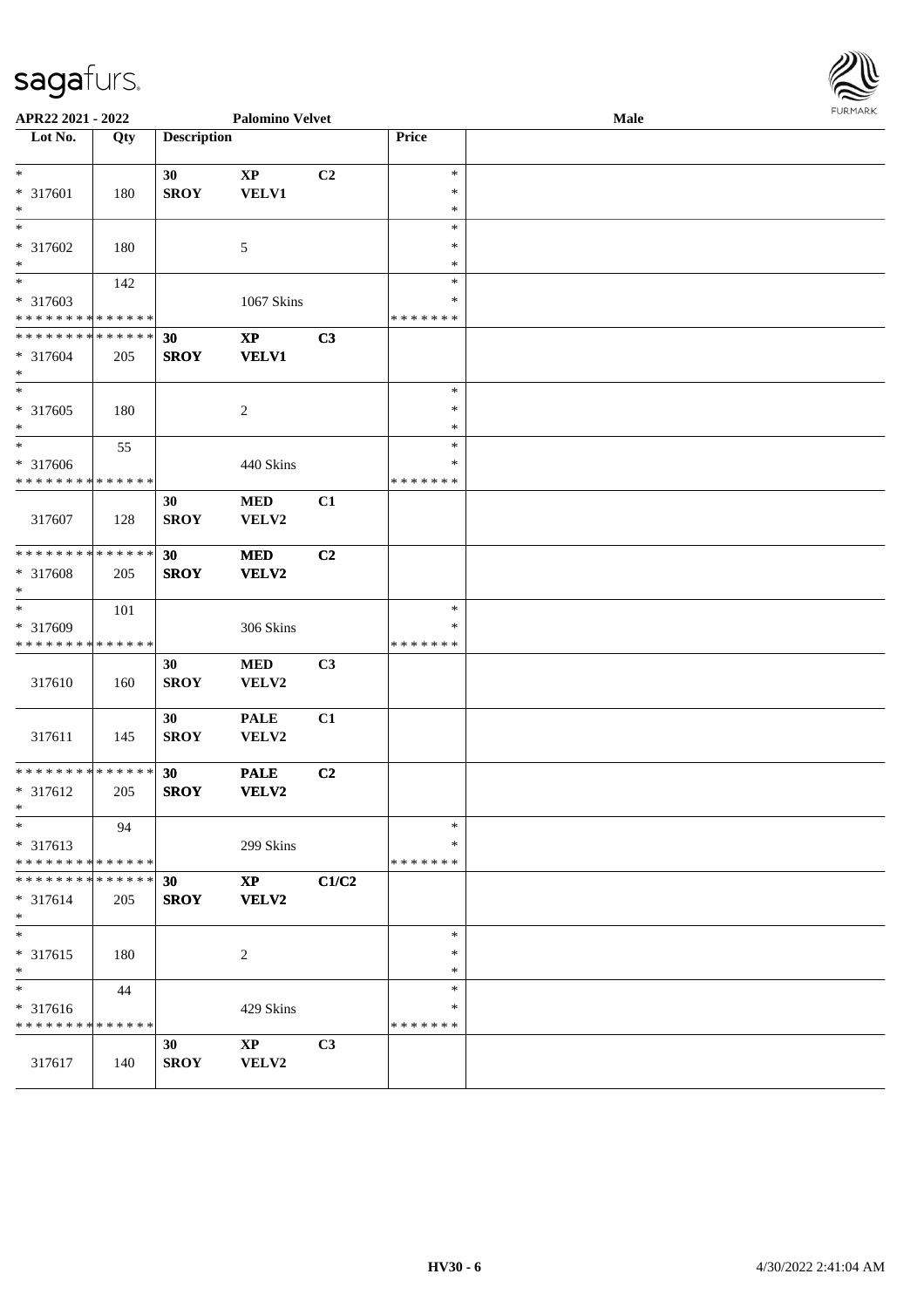**APR22 2021 - 2022** **Palomino Velvet** **Male**

| Lot No. | Qty | Description | | | Price | |
|---|---|---|---|---|---|---|
| * | | 30 | XP | C2 | * | |
| * 317601 | 180 | SROY | VELV1 | | * | |
| * | | | | | * | |
| * | | | | | * | |
| * 317602 | 180 | | 5 | | * | |
| * | | | | | * | |
| * | 142 | | | | * | |
| * 317603 | | | 1067 Skins | | * | |
| * * * * * * * * * * * * * * | | | | | * * * * * * * | |
| * * * * * * * * * * * * * * | | 30 | XP | C3 | | |
| * 317604 | 205 | SROY | VELV1 | | | |
| * | | | | | | |
| * | | | | | * | |
| * 317605 | 180 | | 2 | | * | |
| * | | | | | * | |
| * | 55 | | | | * | |
| * 317606 | | | 440 Skins | | * | |
| * * * * * * * * * * * * * * | | | | | * * * * * * * | |
| 317607 | 128 | 30 SROY | MED VELV2 | C1 | | |
| * * * * * * * * * * * * * * | | 30 | MED | C2 | | |
| * 317608 | 205 | SROY | VELV2 | | | |
| * | | | | | | |
| * | 101 | | | | * | |
| * 317609 | | | 306 Skins | | * | |
| * * * * * * * * * * * * * * | | | | | * * * * * * * | |
| 317610 | 160 | 30 SROY | MED VELV2 | C3 | | |
| 317611 | 145 | 30 SROY | PALE VELV2 | C1 | | |
| * * * * * * * * * * * * * * | | 30 | PALE | C2 | | |
| * 317612 | 205 | SROY | VELV2 | | | |
| * | | | | | | |
| * | 94 | | | | * | |
| * 317613 | | | 299 Skins | | * | |
| * * * * * * * * * * * * * * | | | | | * * * * * * * | |
| * * * * * * * * * * * * * * | | 30 | XP | C1/C2 | | |
| * 317614 | 205 | SROY | VELV2 | | | |
| * | | | | | | |
| * | | | | | * | |
| * 317615 | 180 | | 2 | | * | |
| * | | | | | * | |
| * | 44 | | | | * | |
| * 317616 | | | 429 Skins | | * | |
| * * * * * * * * * * * * * * | | | | | * * * * * * * | |
| 317617 | 140 | 30 SROY | XP VELV2 | C3 | | |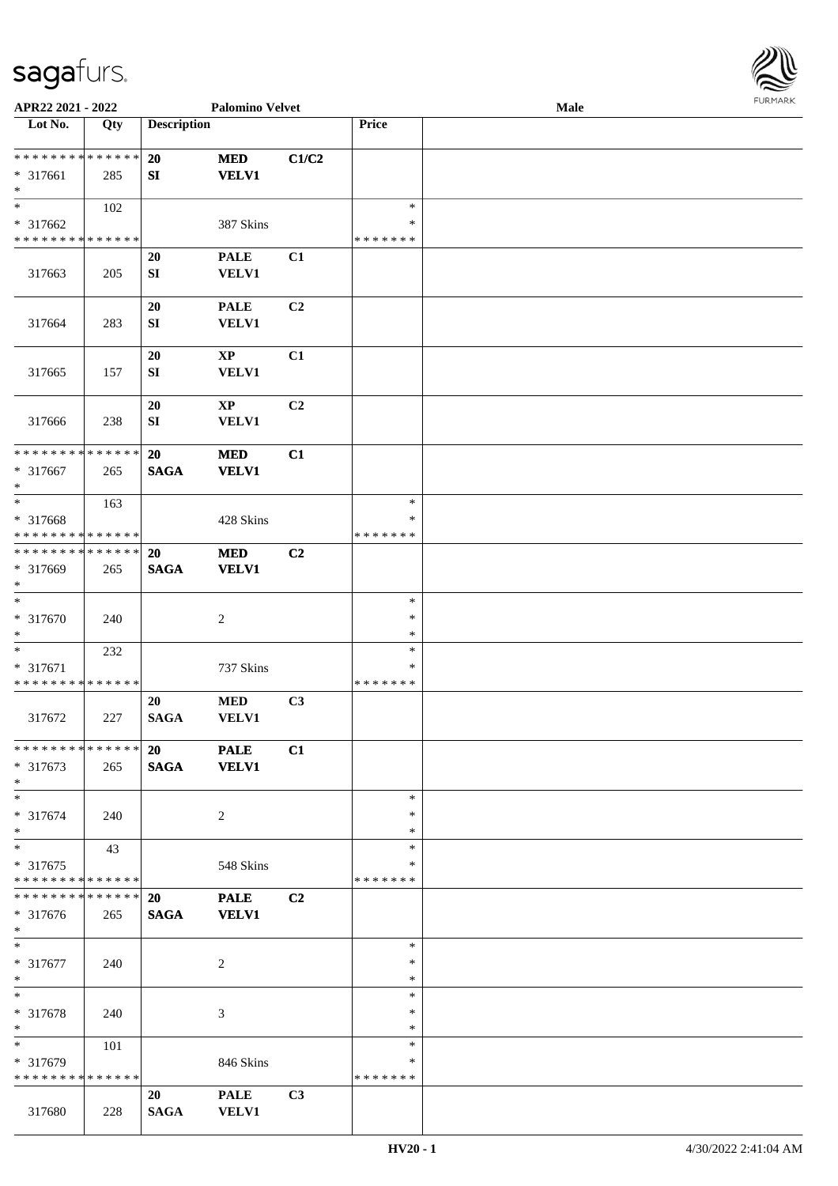| Lot No. | Qty | Description | | | Price | |
|---|---|---|---|---|---|---|
| * * * * * * * * * * * * * * | | 20 | MED | C1/C2 | | |
| * 317661 | 285 | SI | VELV1 | | | |
| * | | | | | | |
| * | 102 | | | | * | |
| * 317662 | | | 387 Skins | | * | |
| * * * * * * * * * * * * * * | | | | | * * * * * * * | |
| | | 20 | PALE | C1 | | |
| 317663 | 205 | SI | VELV1 | | | |
| | | 20 | PALE | C2 | | |
| 317664 | 283 | SI | VELV1 | | | |
| | | 20 | XP | C1 | | |
| 317665 | 157 | SI | VELV1 | | | |
| | | 20 | XP | C2 | | |
| 317666 | 238 | SI | VELV1 | | | |
| * * * * * * * * * * * * * * | | 20 | MED | C1 | | |
| * 317667 | 265 | SAGA | VELV1 | | | |
| * | | | | | | |
| * | 163 | | | | * | |
| * 317668 | | | 428 Skins | | * | |
| * * * * * * * * * * * * * * | | | | | * * * * * * * | |
| * * * * * * * * * * * * * * | | 20 | MED | C2 | | |
| * 317669 | 265 | SAGA | VELV1 | | | |
| * | | | | | | |
| * | | | | | * | |
| * 317670 | 240 | | 2 | | * | |
| * | | | | | * | |
| * | 232 | | | | * | |
| * 317671 | | | 737 Skins | | * | |
| * * * * * * * * * * * * * * | | | | | * * * * * * * | |
| | | 20 | MED | C3 | | |
| 317672 | 227 | SAGA | VELV1 | | | |
| * * * * * * * * * * * * * * | | 20 | PALE | C1 | | |
| * 317673 | 265 | SAGA | VELV1 | | | |
| * | | | | | | |
| * | | | | | * | |
| * 317674 | 240 | | 2 | | * | |
| * | | | | | * | |
| * | 43 | | | | * | |
| * 317675 | | | 548 Skins | | * | |
| * * * * * * * * * * * * * * | | | | | * * * * * * * | |
| * * * * * * * * * * * * * * | | 20 | PALE | C2 | | |
| * 317676 | 265 | SAGA | VELV1 | | | |
| * | | | | | | |
| * | | | | | * | |
| * 317677 | 240 | | 2 | | * | |
| * | | | | | * | |
| * | | | | | * | |
| * 317678 | 240 | | 3 | | * | |
| * | | | | | * | |
| * | 101 | | | | * | |
| * 317679 | | | 846 Skins | | * | |
| * * * * * * * * * * * * * * | | | | | * * * * * * * | |
| | | 20 | PALE | C3 | | |
| 317680 | 228 | SAGA | VELV1 | | | |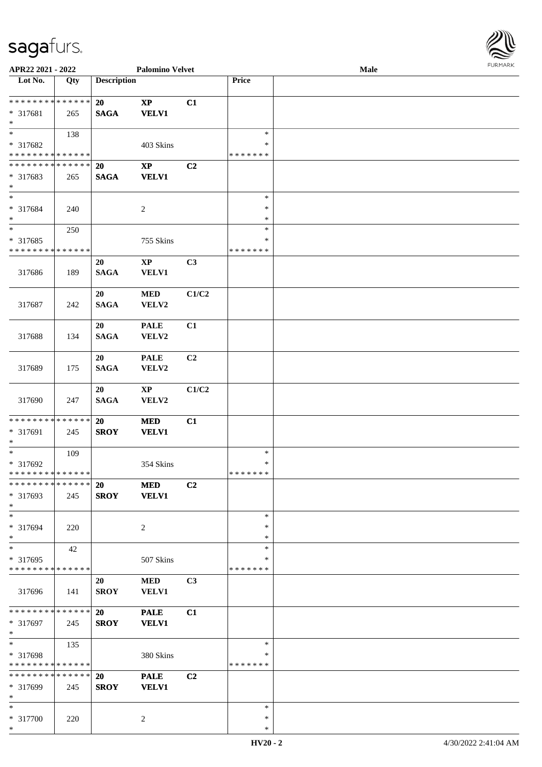APR22 2021 - 2022 | Palomino Velvet | Male

| Lot No. | Qty | Description | | | Price | |
|---|---|---|---|---|---|---|
| * * * * * * * * * * * * * * | | 20 | XP | C1 | | |
| * 317681 | 265 | SAGA | VELV1 | | | |
| * | | | | | | |
| * | 138 | | | | * | |
| * 317682 | | | 403 Skins | | * | |
| * * * * * * * * * * * * * * | | | | | * * * * * * * | |
| * * * * * * * * * * * * * * | | 20 | XP | C2 | | |
| * 317683 | 265 | SAGA | VELV1 | | | |
| * | | | | | | |
| * | | | | | * | |
| * 317684 | 240 | | 2 | | * | |
| * | | | | | * | |
| * | 250 | | | | * | |
| * 317685 | | | 755 Skins | | * | |
| * * * * * * * * * * * * * * | | | | | * * * * * * * | |
| 317686 | 189 | 20 SAGA | XP VELV1 | C3 | | |
| 317687 | 242 | 20 SAGA | MED VELV2 | C1/C2 | | |
| 317688 | 134 | 20 SAGA | PALE VELV2 | C1 | | |
| 317689 | 175 | 20 SAGA | PALE VELV2 | C2 | | |
| 317690 | 247 | 20 SAGA | XP VELV2 | C1/C2 | | |
| * * * * * * * * * * * * * * | | 20 | MED | C1 | | |
| * 317691 | 245 | SROY | VELV1 | | | |
| * | | | | | | |
| * | 109 | | | | * | |
| * 317692 | | | 354 Skins | | * | |
| * * * * * * * * * * * * * * | | | | | * * * * * * * | |
| * * * * * * * * * * * * * * | | 20 | MED | C2 | | |
| * 317693 | 245 | SROY | VELV1 | | | |
| * | | | | | | |
| * | | | | | * | |
| * 317694 | 220 | | 2 | | * | |
| * | | | | | * | |
| * | 42 | | | | * | |
| * 317695 | | | 507 Skins | | * | |
| * * * * * * * * * * * * * * | | | | | * * * * * * * | |
| 317696 | 141 | 20 SROY | MED VELV1 | C3 | | |
| * * * * * * * * * * * * * * | | 20 | PALE | C1 | | |
| * 317697 | 245 | SROY | VELV1 | | | |
| * | | | | | | |
| * | 135 | | | | * | |
| * 317698 | | | 380 Skins | | * | |
| * * * * * * * * * * * * * * | | | | | * * * * * * * | |
| * * * * * * * * * * * * * * | | 20 | PALE | C2 | | |
| * 317699 | 245 | SROY | VELV1 | | | |
| * | | | | | | |
| * | | | | | * | |
| * 317700 | 220 | | 2 | | * | |
| * | | | | | * | |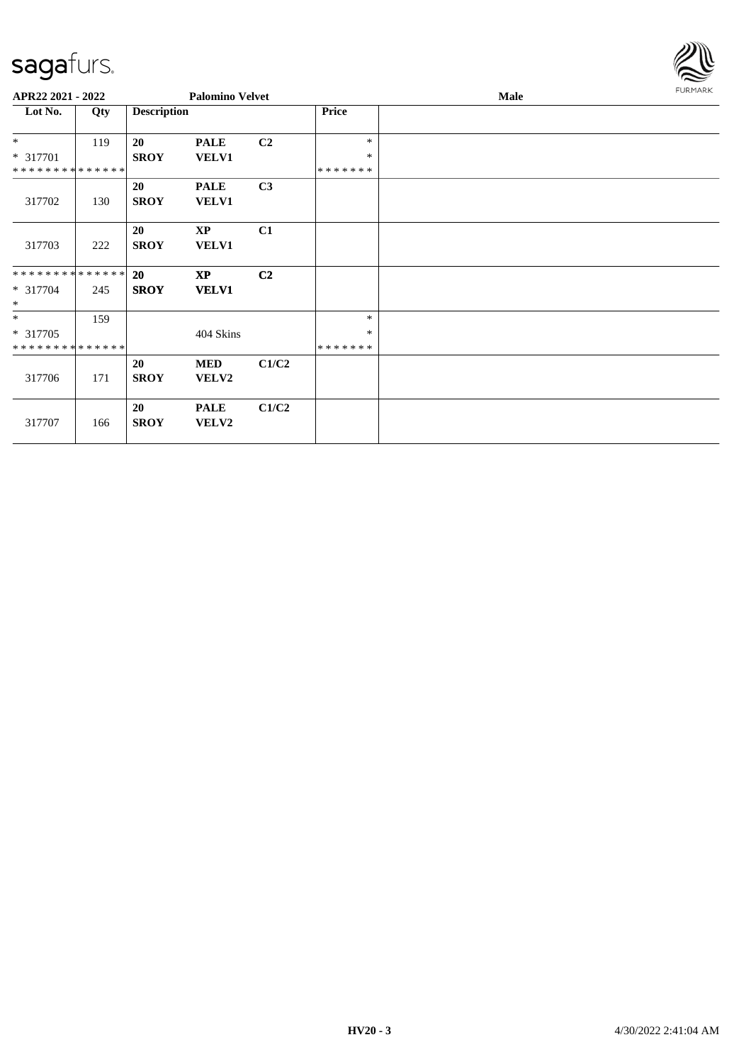APR22 2021 - 2022 | Palomino Velvet | Male

| Lot No. | Qty | Description | | | Price | |
|---|---|---|---|---|---|---|
| * <br> * 317701 <br> * * * * * * * * * * * * * * | 119 | 20 <br> **SROY** | **PALE** <br> **VELV1** | **C2** | * <br> * <br> * * * * * * * | |
| 317702 | 130 | 20 <br> **SROY** | **PALE** <br> **VELV1** | **C3** | | |
| 317703 | 222 | 20 <br> **SROY** | **XP** <br> **VELV1** | **C1** | | |
| * * * * * * * * * * * * * * <br> * 317704 <br> * | 245 | 20 <br> **SROY** | **XP** <br> **VELV1** | **C2** | | |
| * <br> * 317705 <br> * * * * * * * * * * * * * * | 159 | | 404 Skins | | * <br> * <br> * * * * * * * | |
| 317706 | 171 | 20 <br> **SROY** | **MED** <br> **VELV2** | **C1/C2** | | |
| 317707 | 166 | 20 <br> **SROY** | **PALE** <br> **VELV2** | **C1/C2** | | |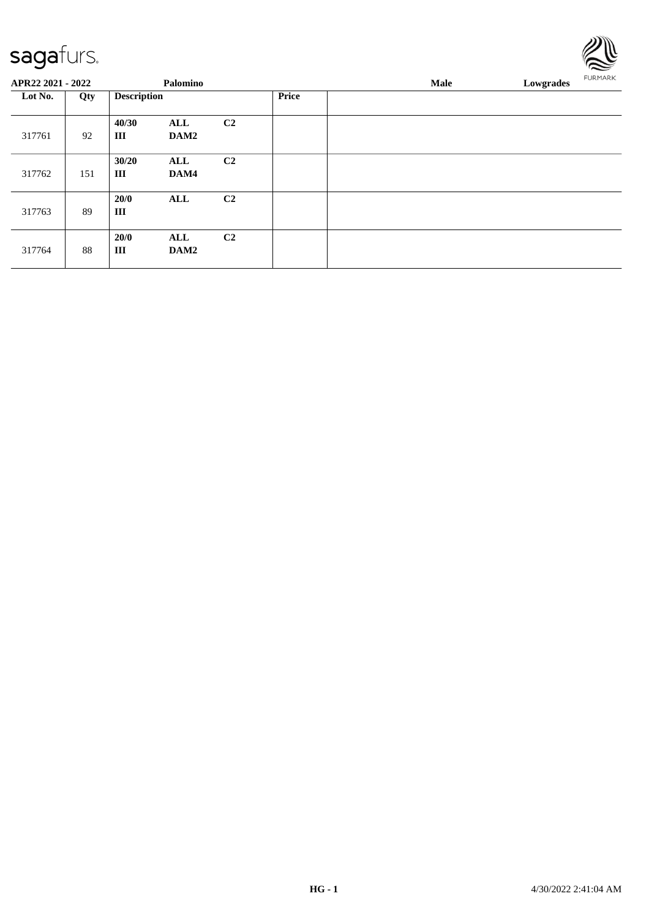**APR22 2021 - 2022** | **Palomino** | **Male** | **Lowgrades**

| Lot No. | Qty | Description | | | Price | |
|---|---|---|---|---|---|---|
| 317761 | 92 | 40/30<br>III | ALL<br>DAM2 | C2 | | |
| 317762 | 151 | 30/20<br>III | ALL<br>DAM4 | C2 | | |
| 317763 | 89 | 20/0<br>III | ALL | C2 | | |
| 317764 | 88 | 20/0<br>III | ALL<br>DAM2 | C2 | | |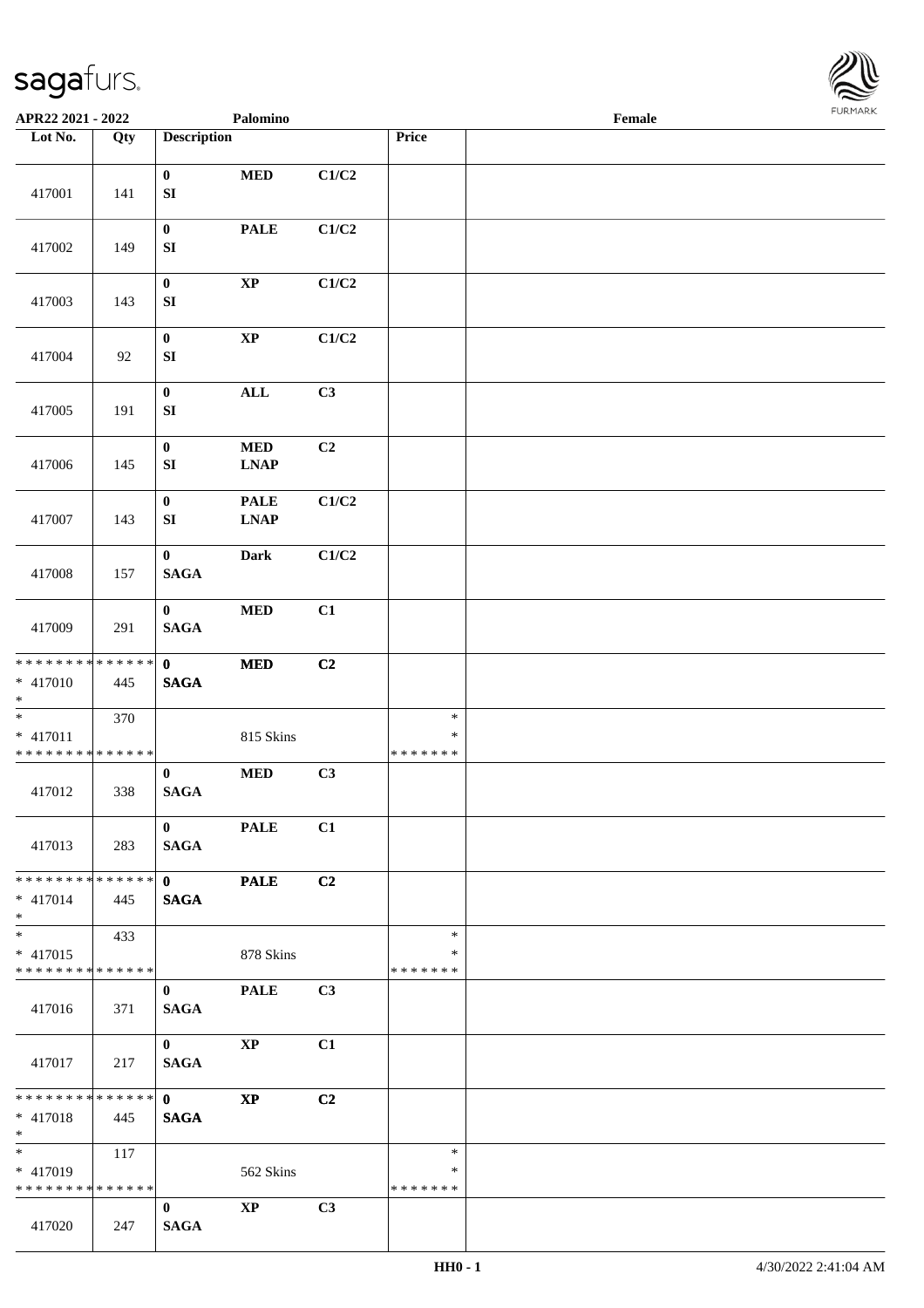APR22 2021 - 2022 Palomino Female

| Lot No. | Qty | Description | | | Price | |
|---|---|---|---|---|---|---|
| 417001 | 141 | 0<br>SI | MED | C1/C2 | | |
| 417002 | 149 | 0<br>SI | PALE | C1/C2 | | |
| 417003 | 143 | 0<br>SI | XP | C1/C2 | | |
| 417004 | 92 | 0<br>SI | XP | C1/C2 | | |
| 417005 | 191 | 0<br>SI | ALL | C3 | | |
| 417006 | 145 | 0<br>SI | MED<br>LNAP | C2 | | |
| 417007 | 143 | 0<br>SI | PALE<br>LNAP | C1/C2 | | |
| 417008 | 157 | 0<br>SAGA | Dark | C1/C2 | | |
| 417009 | 291 | 0<br>SAGA | MED | C1 | | |
| * * * * * * * * * * * * * *<br>* 417010<br>* | 445 | 0<br>SAGA | MED | C2 | | |
| *<br>* 417011<br>* * * * * * * * * * * * * * | 370 | | 815 Skins | | *<br>*<br>* * * * * * * | |
| 417012 | 338 | 0<br>SAGA | MED | C3 | | |
| 417013 | 283 | 0<br>SAGA | PALE | C1 | | |
| * * * * * * * * * * * * * *<br>* 417014<br>* | 445 | 0<br>SAGA | PALE | C2 | | |
| *<br>* 417015<br>* * * * * * * * * * * * * * | 433 | | 878 Skins | | *<br>*<br>* * * * * * * | |
| 417016 | 371 | 0<br>SAGA | PALE | C3 | | |
| 417017 | 217 | 0<br>SAGA | XP | C1 | | |
| * * * * * * * * * * * * * *<br>* 417018<br>* | 445 | 0<br>SAGA | XP | C2 | | |
| *<br>* 417019<br>* * * * * * * * * * * * * * | 117 | | 562 Skins | | *<br>*<br>* * * * * * * | |
| 417020 | 247 | 0<br>SAGA | XP | C3 | | |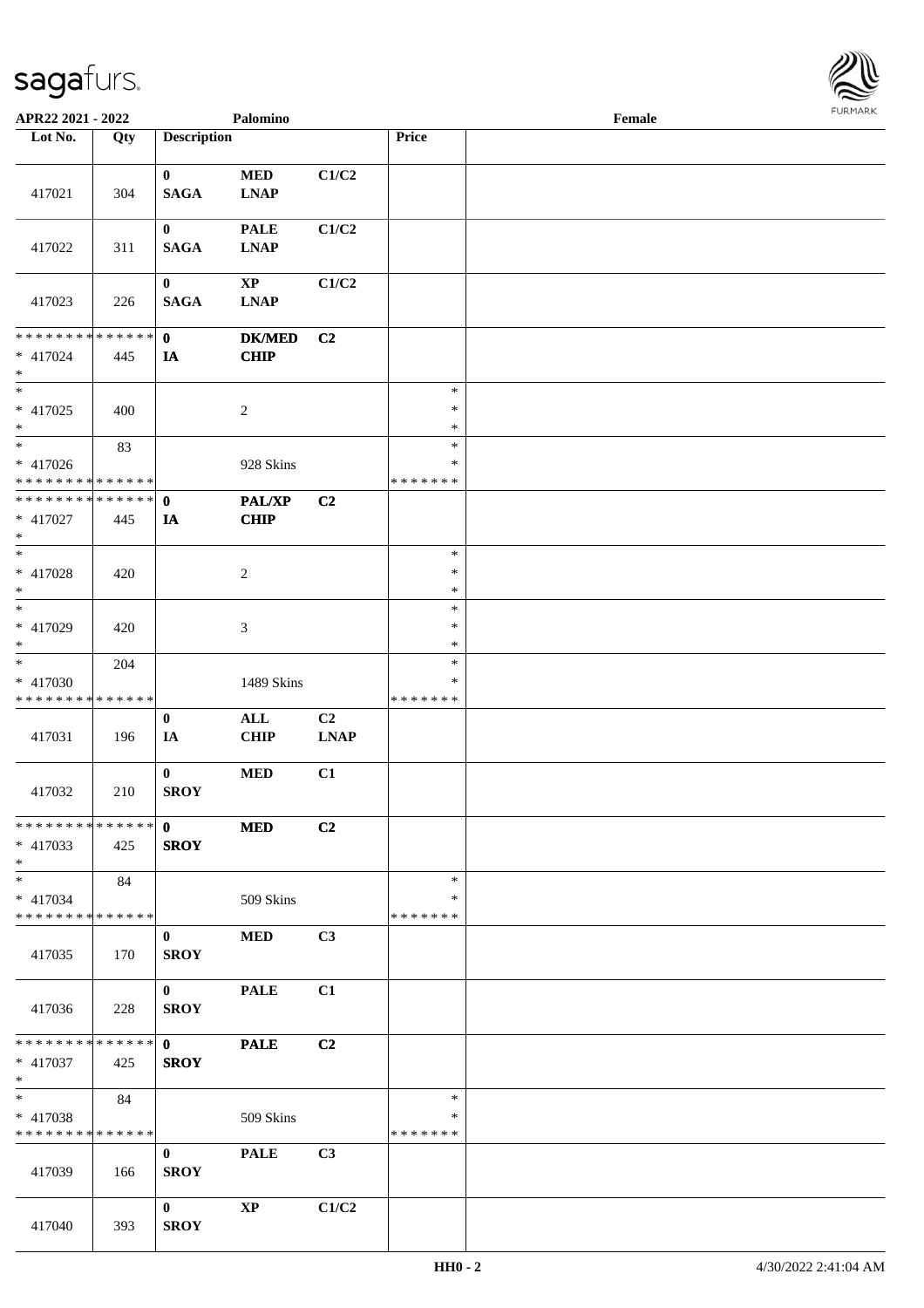| Lot No. | Qty | Description | | | Price | |
|---|---|---|---|---|---|---|
| 417021 | 304 | 0 SAGA | MED LNAP | C1/C2 | | |
| 417022 | 311 | 0 SAGA | PALE LNAP | C1/C2 | | |
| 417023 | 226 | 0 SAGA | XP LNAP | C1/C2 | | |
| * * * * * * * * * * * * * * * 417024 * | 445 | 0 IA | DK/MED CHIP | C2 | | |
| * * 417025 * | 400 | | 2 | | * * * | |
| * * 417026 * * * * * * * * * * * * * * | 83 | | 928 Skins | | * * * * * * * * * | |
| * * * * * * * * * * * * * * * 417027 * | 445 | 0 IA | PAL/XP CHIP | C2 | | |
| * * 417028 * | 420 | | 2 | | * * * | |
| * * 417029 * | 420 | | 3 | | * * * | |
| * * 417030 * * * * * * * * * * * * * * | 204 | | 1489 Skins | | * * * * * * * * * | |
| 417031 | 196 | 0 IA | ALL CHIP | C2 LNAP | | |
| 417032 | 210 | 0 SROY | MED | C1 | | |
| * * * * * * * * * * * * * * * 417033 * | 425 | 0 SROY | MED | C2 | | |
| * * 417034 * * * * * * * * * * * * * * | 84 | | 509 Skins | | * * * * * * * * | |
| 417035 | 170 | 0 SROY | MED | C3 | | |
| 417036 | 228 | 0 SROY | PALE | C1 | | |
| * * * * * * * * * * * * * * * 417037 * | 425 | 0 SROY | PALE | C2 | | |
| * * 417038 * * * * * * * * * * * * * * | 84 | | 509 Skins | | * * * * * * * * | |
| 417039 | 166 | 0 SROY | PALE | C3 | | |
| 417040 | 393 | 0 SROY | XP | C1/C2 | | |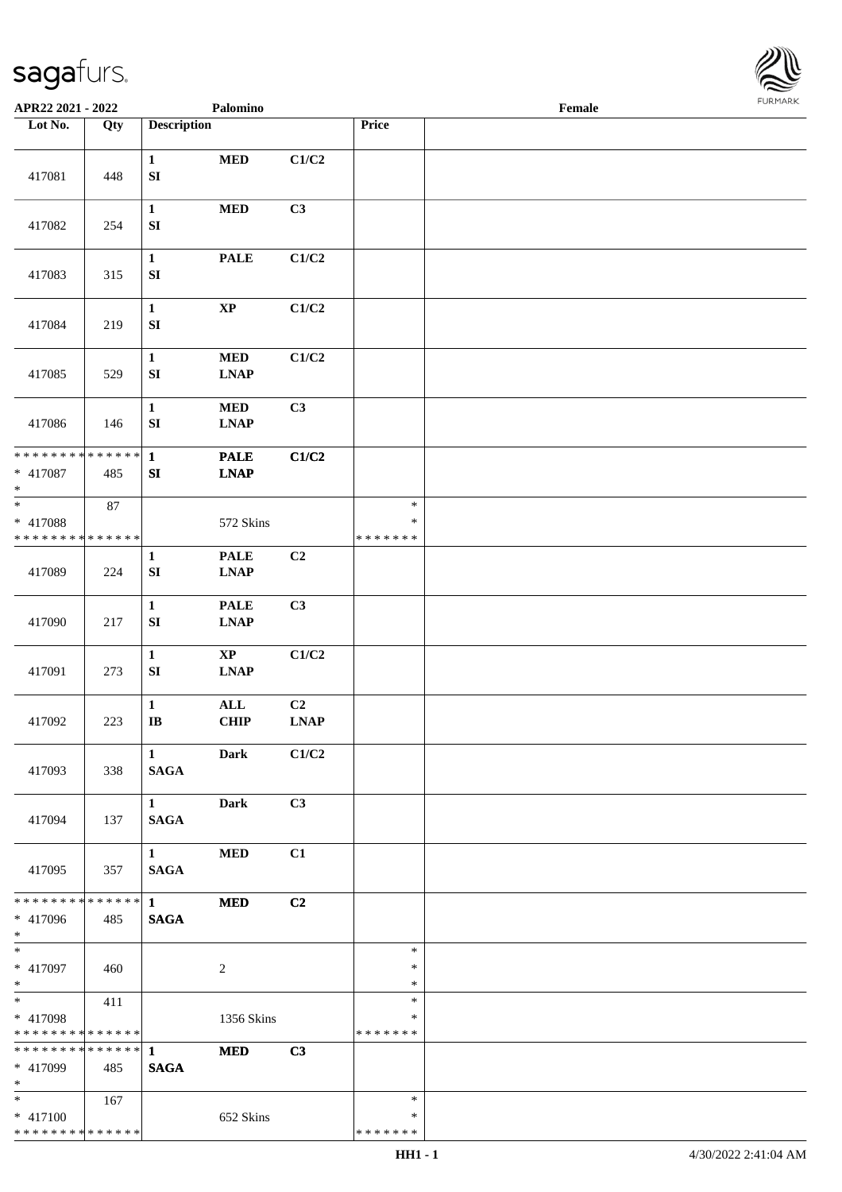APR22 2021 - 2022 | Palomino | Female

| Lot No. | Qty | Description | | | Price | |
|---|---|---|---|---|---|---|
| 417081 | 448 | 1 SI | MED | C1/C2 | | |
| 417082 | 254 | 1 SI | MED | C3 | | |
| 417083 | 315 | 1 SI | PALE | C1/C2 | | |
| 417084 | 219 | 1 SI | XP | C1/C2 | | |
| 417085 | 529 | 1 SI | MED LNAP | C1/C2 | | |
| 417086 | 146 | 1 SI | MED LNAP | C3 | | |
| * * * * * * * * * * * * * * * 417087 * | 485 | 1 SI | PALE LNAP | C1/C2 | | |
| * * 417088 * * * * * * * * * * * * * * | 87 | | 572 Skins | | * * * * * * * * * | |
| 417089 | 224 | 1 SI | PALE LNAP | C2 | | |
| 417090 | 217 | 1 SI | PALE LNAP | C3 | | |
| 417091 | 273 | 1 SI | XP LNAP | C1/C2 | | |
| 417092 | 223 | 1 IB | ALL CHIP | C2 LNAP | | |
| 417093 | 338 | 1 SAGA | Dark | C1/C2 | | |
| 417094 | 137 | 1 SAGA | Dark | C3 | | |
| 417095 | 357 | 1 SAGA | MED | C1 | | |
| * * * * * * * * * * * * * * * 417096 * | 485 | 1 SAGA | MED | C2 | | |
| * * 417097 * | 460 | | 2 | | * * * | |
| * * 417098 * * * * * * * * * * * * * * | 411 | | 1356 Skins | | * * * * * * * * * | |
| * * * * * * * * * * * * * * * 417099 * | 485 | 1 SAGA | MED | C3 | | |
| * * 417100 * * * * * * * * * * * * * * | 167 | | 652 Skins | | * * * * * * * * * | |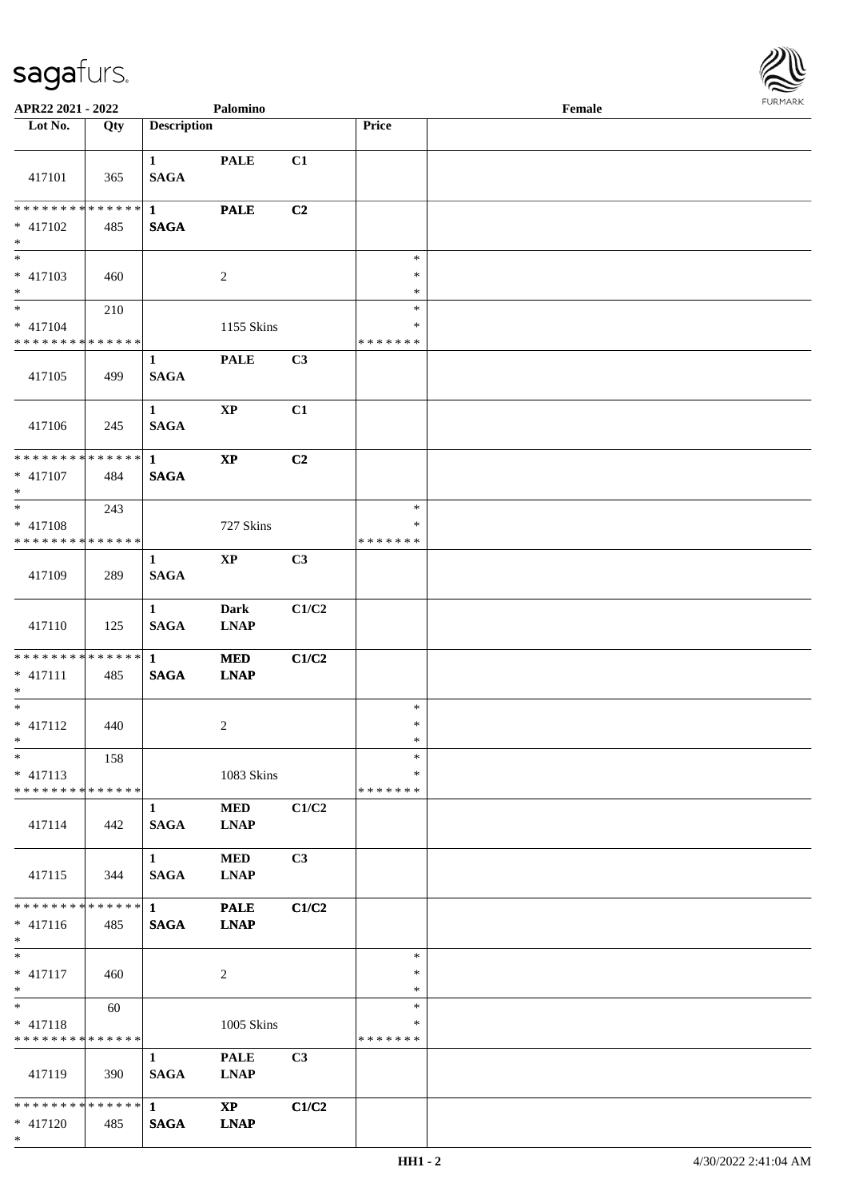APR22 2021 - 2022 | Palomino | Female

| Lot No. | Qty | Description | | | Price | |
|---|---|---|---|---|---|---|
| 417101 | 365 | 1 SAGA | PALE | C1 | | |
| * * * * * * * * * * * * * * * 417102 * | 485 | 1 SAGA | PALE | C2 | | |
| * * 417103 * | 460 | | 2 | | * * * | |
| * * 417104 * * * * * * * * * * * * * * | 210 | | 1155 Skins | | * * * * * * * * | |
| 417105 | 499 | 1 SAGA | PALE | C3 | | |
| 417106 | 245 | 1 SAGA | XP | C1 | | |
| * * * * * * * * * * * * * * * 417107 * | 484 | 1 SAGA | XP | C2 | | |
| * * 417108 * * * * * * * * * * * * * * | 243 | | 727 Skins | | * * * * * * * * | |
| 417109 | 289 | 1 SAGA | XP | C3 | | |
| 417110 | 125 | 1 SAGA | Dark LNAP | C1/C2 | | |
| * * * * * * * * * * * * * * * 417111 * | 485 | 1 SAGA | MED LNAP | C1/C2 | | |
| * * 417112 * | 440 | | 2 | | * * * | |
| * * 417113 * * * * * * * * * * * * * * | 158 | | 1083 Skins | | * * * * * * * * | |
| 417114 | 442 | 1 SAGA | MED LNAP | C1/C2 | | |
| 417115 | 344 | 1 SAGA | MED LNAP | C3 | | |
| * * * * * * * * * * * * * * * 417116 * | 485 | 1 SAGA | PALE LNAP | C1/C2 | | |
| * * 417117 * | 460 | | 2 | | * * * | |
| * * 417118 * * * * * * * * * * * * * * | 60 | | 1005 Skins | | * * * * * * * * | |
| 417119 | 390 | 1 SAGA | PALE LNAP | C3 | | |
| * * * * * * * * * * * * * * * 417120 * | 485 | 1 SAGA | XP LNAP | C1/C2 | | |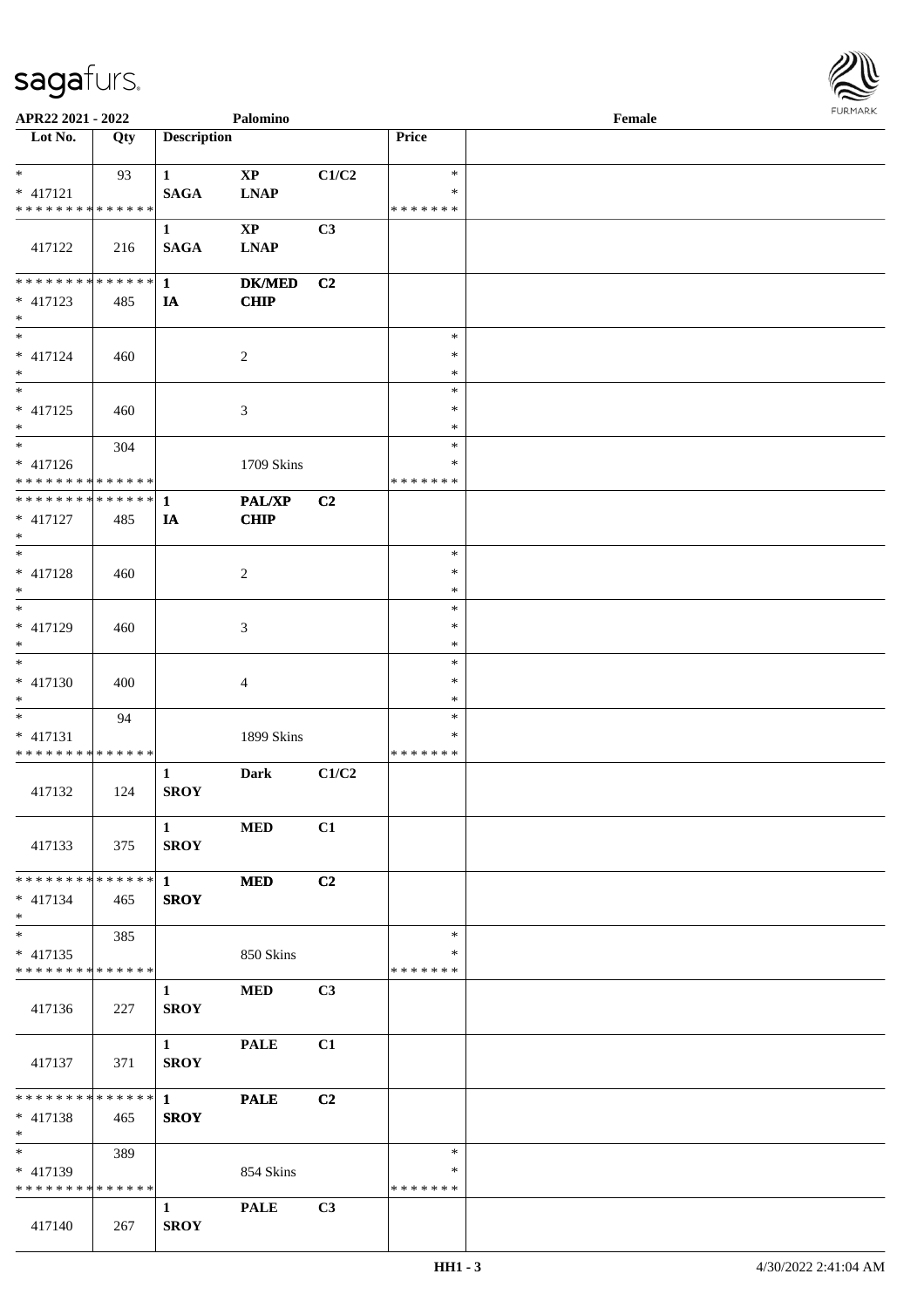| Lot No. | Qty | Description | | | Price | |
|---|---|---|---|---|---|---|
| * | 93 | 1 | **XP** | **C1/C2** | * | |
| * 417121 | | **SAGA** | **LNAP** | | * | |
| * * * * * * * * * * * * * * | | | | | * * * * * * * | |
| 417122 | 216 | 1 **SAGA** | **XP** **LNAP** | **C3** | | |
| * * * * * * * * * * * * * * | | 1 | **DK/MED** | **C2** | | |
| * 417123 | 485 | **IA** | **CHIP** | | | |
| * | | | | | | |
| * | | | | | * | |
| * 417124 | 460 | | 2 | | * | |
| * | | | | | * | |
| * | | | | | * | |
| * 417125 | 460 | | 3 | | * | |
| * | | | | | * | |
| * | 304 | | | | * | |
| * 417126 | | | 1709 Skins | | * | |
| * * * * * * * * * * * * * * | | | | | * * * * * * * | |
| * * * * * * * * * * * * * * | | 1 | **PAL/XP** | **C2** | | |
| * 417127 | 485 | **IA** | **CHIP** | | | |
| * | | | | | | |
| * | | | | | * | |
| * 417128 | 460 | | 2 | | * | |
| * | | | | | * | |
| * | | | | | * | |
| * 417129 | 460 | | 3 | | * | |
| * | | | | | * | |
| * | | | | | * | |
| * 417130 | 400 | | 4 | | * | |
| * | | | | | * | |
| * | 94 | | | | * | |
| * 417131 | | | 1899 Skins | | * | |
| * * * * * * * * * * * * * * | | | | | * * * * * * * | |
| 417132 | 124 | 1 **SROY** | **Dark** | **C1/C2** | | |
| 417133 | 375 | 1 **SROY** | **MED** | **C1** | | |
| * * * * * * * * * * * * * * | | 1 | **MED** | **C2** | | |
| * 417134 | 465 | **SROY** | | | | |
| * | | | | | | |
| * | 385 | | | | * | |
| * 417135 | | | 850 Skins | | * | |
| * * * * * * * * * * * * * * | | | | | * * * * * * * | |
| 417136 | 227 | 1 **SROY** | **MED** | **C3** | | |
| 417137 | 371 | 1 **SROY** | **PALE** | **C1** | | |
| * * * * * * * * * * * * * * | | 1 | **PALE** | **C2** | | |
| * 417138 | 465 | **SROY** | | | | |
| * | | | | | | |
| * | 389 | | | | * | |
| * 417139 | | | 854 Skins | | * | |
| * * * * * * * * * * * * * * | | | | | * * * * * * * | |
| 417140 | 267 | 1 **SROY** | **PALE** | **C3** | | |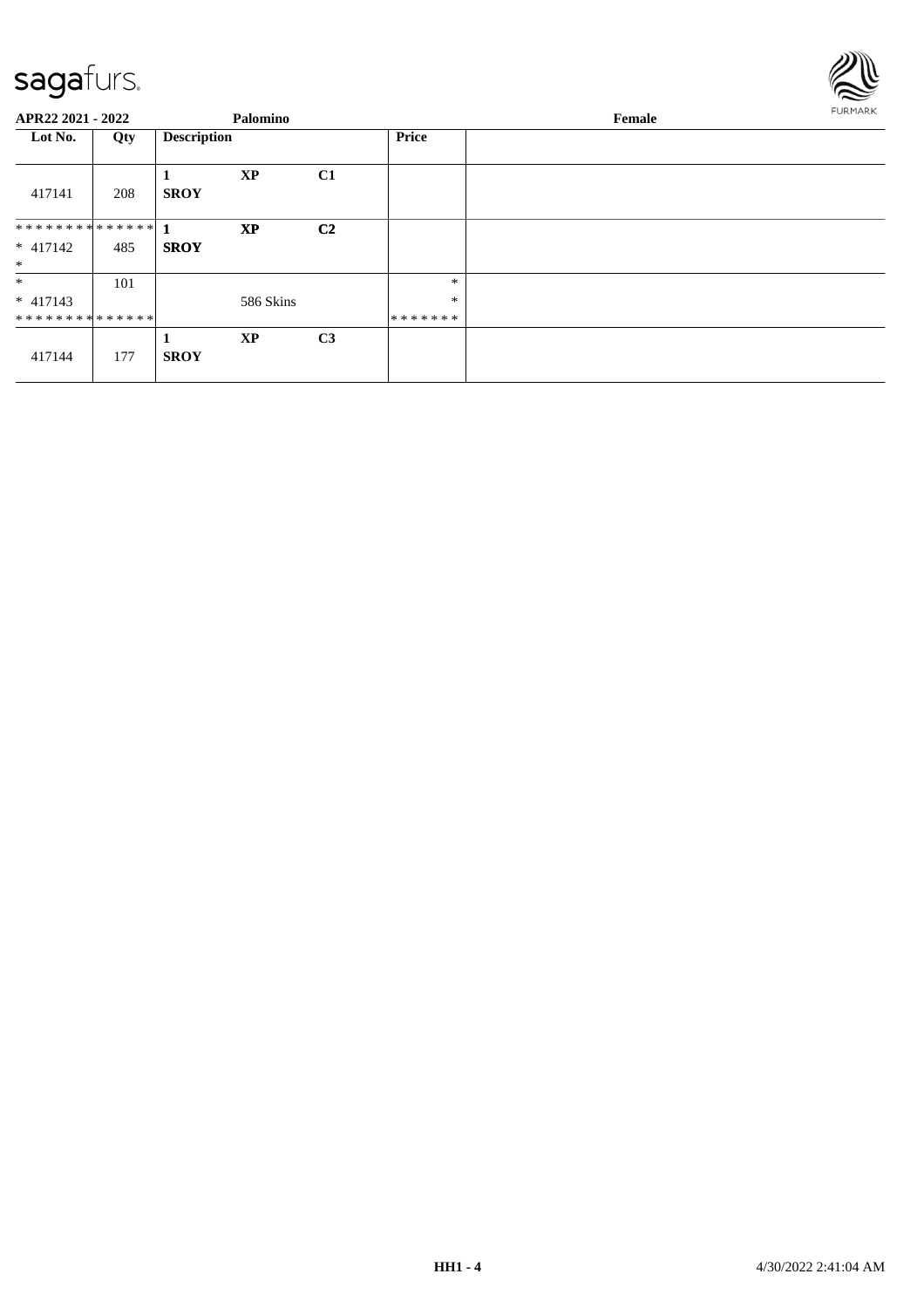**APR22 2021 - 2022** **Palomino** **Female**

| Lot No. | Qty | Description | | | Price | |
|---|---|---|---|---|---|---|
| 417141 | 208 | 1 **SROY** | **XP** | **C1** | | |
| ************** * 417142 * | 485 | 1 **SROY** | **XP** | **C2** | | |
| * * 417143 ************** | 101 | | 586 Skins | | * * ******* | |
| 417144 | 177 | 1 **SROY** | **XP** | **C3** | | |

**HH1 - 4** 4/30/2022 2:41:04 AM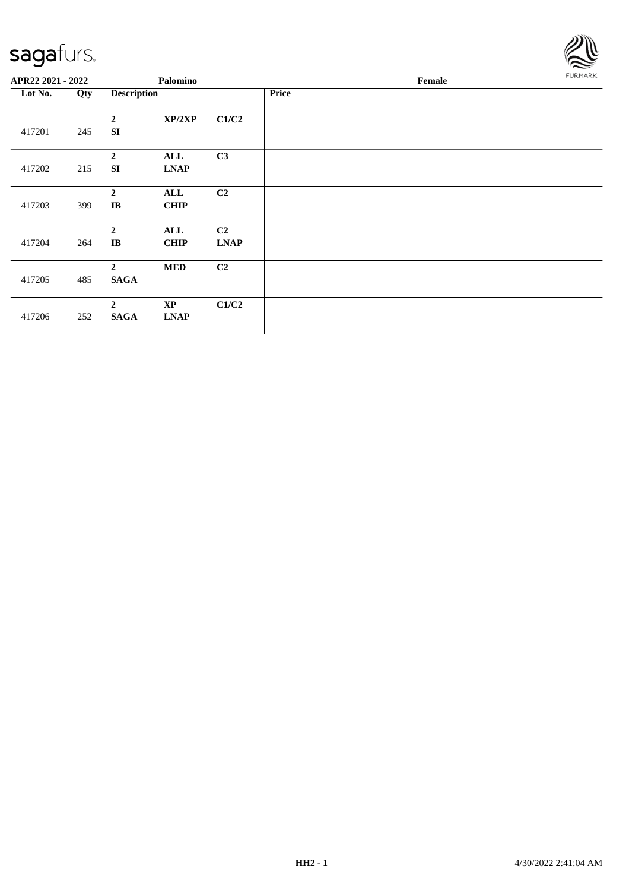**APR22 2021 - 2022** **Palomino** **Female**

| Lot No. | Qty | Description | | | Price | |
|---|---|---|---|---|---|---|
| 417201 | 245 | **2** **SI** | **XP/2XP** | **C1/C2** | | |
| 417202 | 215 | **2** **SI** | **ALL** **LNAP** | **C3** | | |
| 417203 | 399 | **2** **IB** | **ALL** **CHIP** | **C2** | | |
| 417204 | 264 | **2** **IB** | **ALL** **CHIP** | **C2** **LNAP** | | |
| 417205 | 485 | **2** **SAGA** | **MED** | **C2** | | |
| 417206 | 252 | **2** **SAGA** | **XP** **LNAP** | **C1/C2** | | |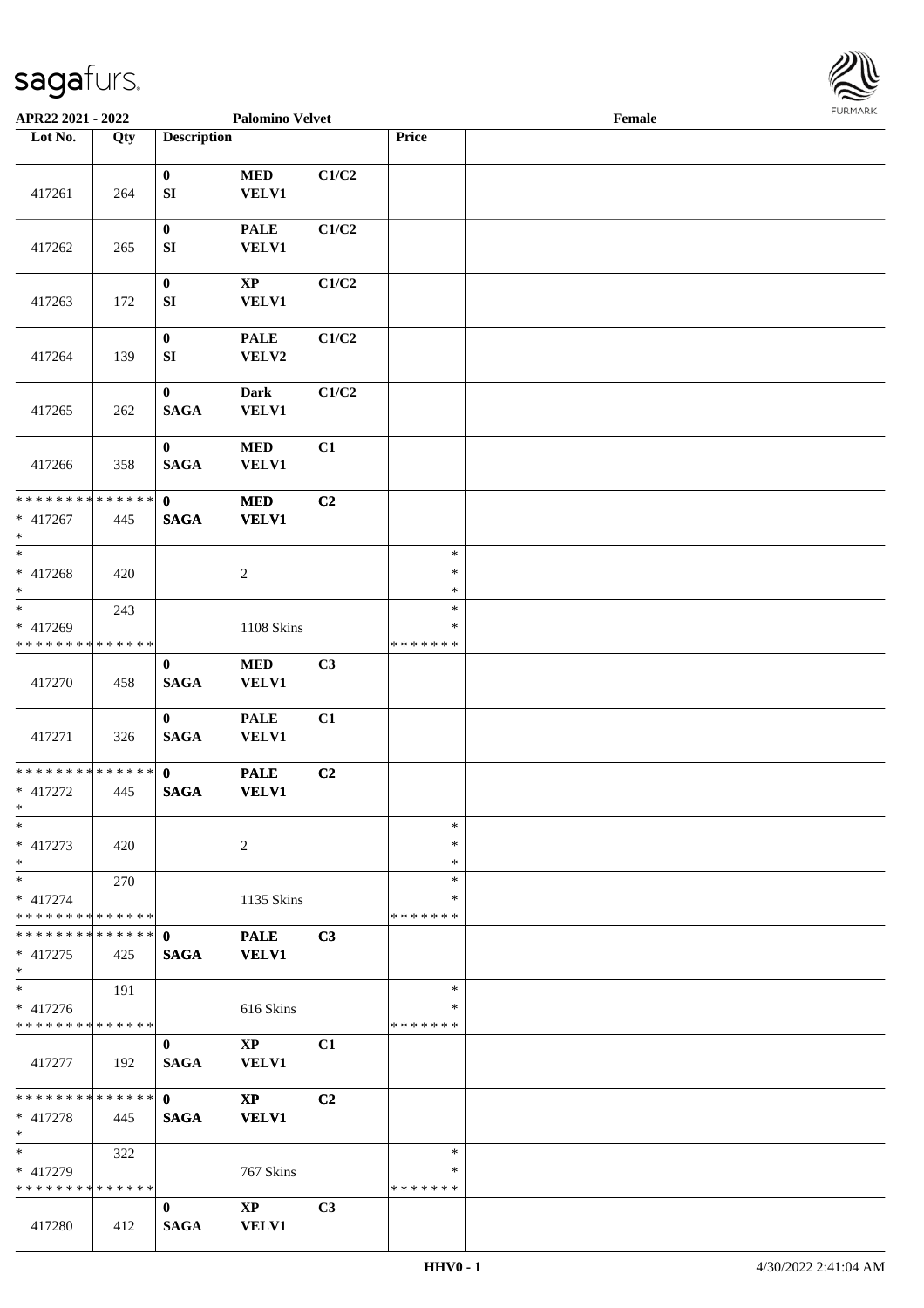APR22 2021 - 2022 **Palomino Velvet** Female

| Lot No. | Qty | Description | | | Price | |
|---|---|---|---|---|---|---|
| 417261 | 264 | **0** SI | **MED** VELV1 | **C1/C2** | | |
| 417262 | 265 | **0** SI | **PALE** VELV1 | **C1/C2** | | |
| 417263 | 172 | **0** SI | **XP** VELV1 | **C1/C2** | | |
| 417264 | 139 | **0** SI | **PALE** VELV2 | **C1/C2** | | |
| 417265 | 262 | **0** SAGA | **Dark** VELV1 | **C1/C2** | | |
| 417266 | 358 | **0** SAGA | **MED** VELV1 | **C1** | | |
| * * * * * * * * * * * * * * * 417267 * | 445 | **0** **SAGA** | **MED** **VELV1** | **C2** | | |
| * * 417268 * | 420 | | 2 | | * * * | |
| * * 417269 * * * * * * * * * * * * * * | 243 | | 1108 Skins | | * * * * * * * * * | |
| 417270 | 458 | **0** SAGA | **MED** VELV1 | **C3** | | |
| 417271 | 326 | **0** SAGA | **PALE** VELV1 | **C1** | | |
| * * * * * * * * * * * * * * * 417272 * | 445 | **0** **SAGA** | **PALE** **VELV1** | **C2** | | |
| * * 417273 * | 420 | | 2 | | * * * | |
| * * 417274 * * * * * * * * * * * * * * | 270 | | 1135 Skins | | * * * * * * * * * | |
| * * * * * * * * * * * * * * * 417275 * | 425 | **0** **SAGA** | **PALE** **VELV1** | **C3** | | |
| * * 417276 * * * * * * * * * * * * * * | 191 | | 616 Skins | | * * * * * * * * | |
| 417277 | 192 | **0** SAGA | **XP** VELV1 | **C1** | | |
| * * * * * * * * * * * * * * * 417278 * | 445 | **0** **SAGA** | **XP** **VELV1** | **C2** | | |
| * * 417279 * * * * * * * * * * * * * * | 322 | | 767 Skins | | * * * * * * * * | |
| 417280 | 412 | **0** SAGA | **XP** VELV1 | **C3** | | |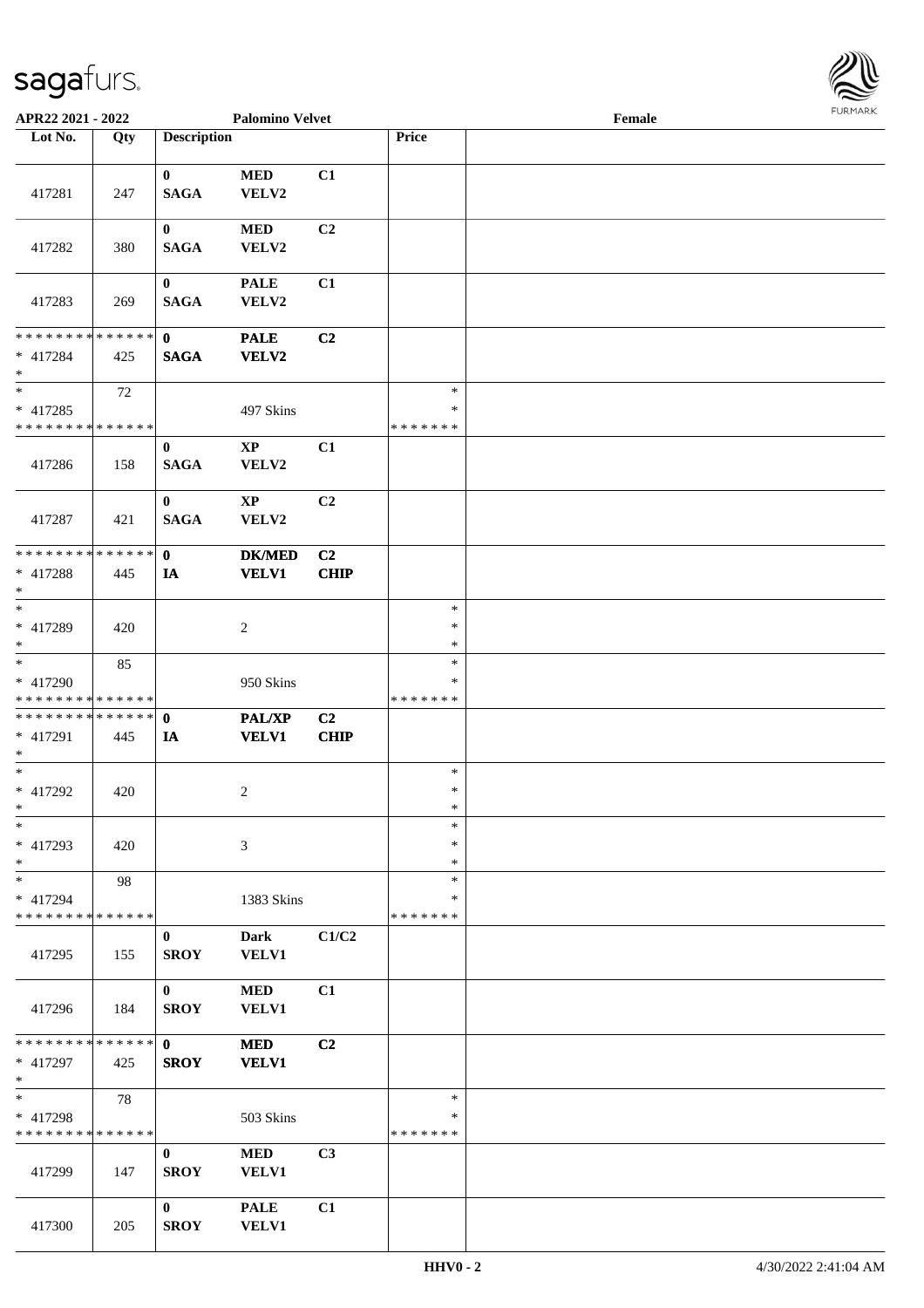APR22 2021 - 2022 — Palomino Velvet — Female

| Lot No. | Qty | Description | | | Price | |
|---|---|---|---|---|---|---|
| 417281 | 247 | **0** **SAGA** | **MED** VELV2 | **C1** | | |
| 417282 | 380 | **0** **SAGA** | **MED** VELV2 | **C2** | | |
| 417283 | 269 | **0** **SAGA** | **PALE** VELV2 | **C1** | | |
| * * * * * * * * * * * * * * * 417284 * | 425 | **0** **SAGA** | **PALE** **VELV2** | **C2** | | |
| * * 417285 * * * * * * * * * * * * * * | 72 | | 497 Skins | | * * * * * * * * * | |
| 417286 | 158 | **0** **SAGA** | **XP** VELV2 | **C1** | | |
| 417287 | 421 | **0** **SAGA** | **XP** VELV2 | **C2** | | |
| * * * * * * * * * * * * * * * 417288 * | 445 | **0** **IA** | **DK/MED** **VELV1** | **C2** **CHIP** | | |
| * * 417289 * | 420 | | 2 | | * * * | |
| * * 417290 * * * * * * * * * * * * * * | 85 | | 950 Skins | | * * * * * * * * * | |
| * * * * * * * * * * * * * * * 417291 * | 445 | **0** **IA** | **PAL/XP** **VELV1** | **C2** **CHIP** | | |
| * * 417292 * | 420 | | 2 | | * * * | |
| * * 417293 * | 420 | | 3 | | * * * | |
| * * 417294 * * * * * * * * * * * * * * | 98 | | 1383 Skins | | * * * * * * * * * | |
| 417295 | 155 | **0** **SROY** | **Dark** **VELV1** | **C1/C2** | | |
| 417296 | 184 | **0** **SROY** | **MED** **VELV1** | **C1** | | |
| * * * * * * * * * * * * * * * 417297 * | 425 | **0** **SROY** | **MED** **VELV1** | **C2** | | |
| * * 417298 * * * * * * * * * * * * * * | 78 | | 503 Skins | | * * * * * * * * * | |
| 417299 | 147 | **0** **SROY** | **MED** **VELV1** | **C3** | | |
| 417300 | 205 | **0** **SROY** | **PALE** **VELV1** | **C1** | | |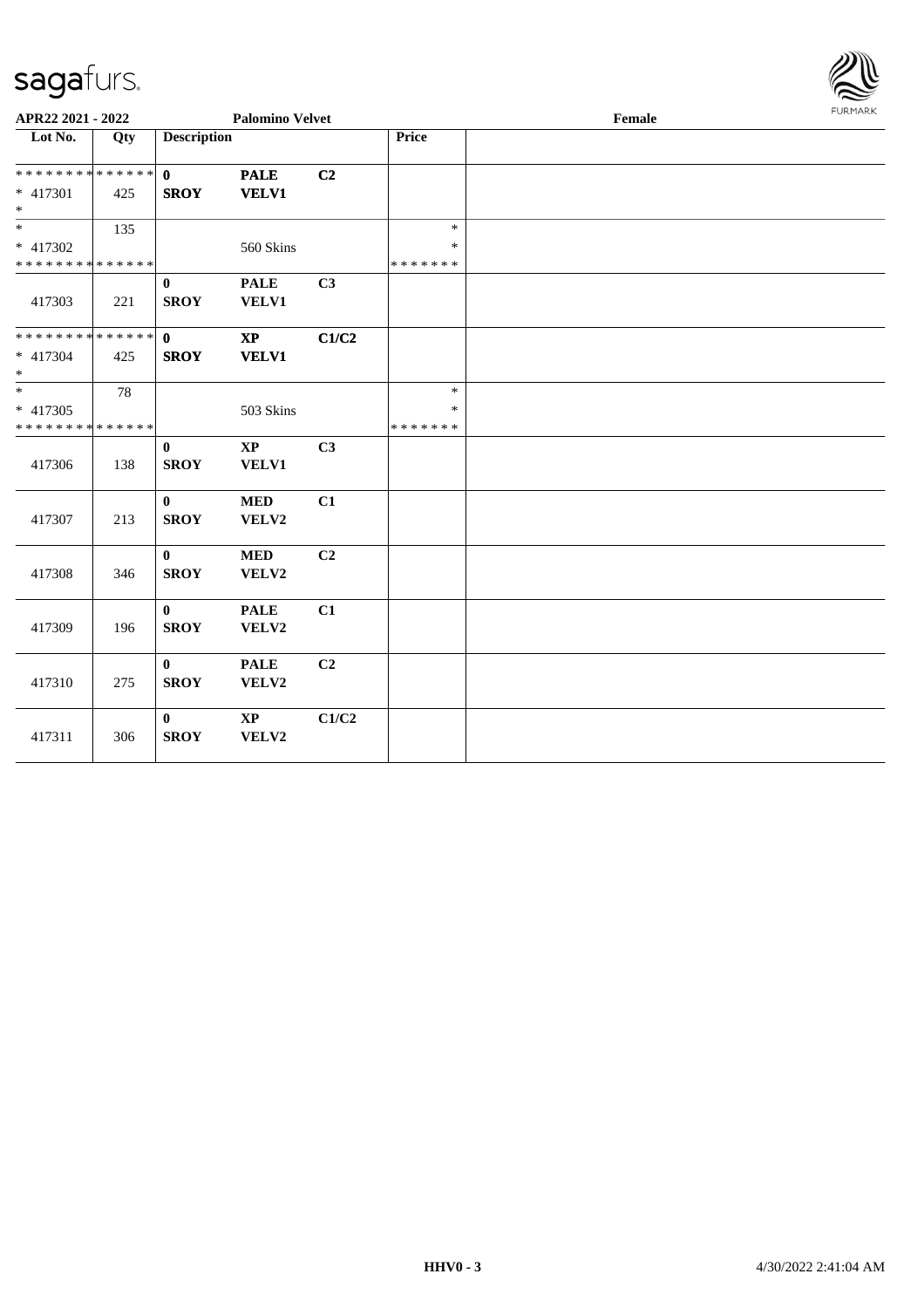APR22 2021 - 2022 | Palomino Velvet | Female

| Lot No. | Qty | Description | | | Price | |
|---|---|---|---|---|---|---|
| * * * * * * * * * * * * * * | | 0 | PALE | C2 | | |
| * 417301 | 425 | SROY | VELV1 | | | |
| * | | | | | | |
| * | 135 | | | | * | |
| * 417302 | | | 560 Skins | | * | |
| * * * * * * * * * * * * * * | | | | | * * * * * * * | |
| | | 0 | PALE | C3 | | |
| 417303 | 221 | SROY | VELV1 | | | |
| * * * * * * * * * * * * * * | | 0 | XP | C1/C2 | | |
| * 417304 | 425 | SROY | VELV1 | | | |
| * | | | | | | |
| * | 78 | | | | * | |
| * 417305 | | | 503 Skins | | * | |
| * * * * * * * * * * * * * * | | | | | * * * * * * * | |
| | | 0 | XP | C3 | | |
| 417306 | 138 | SROY | VELV1 | | | |
| | | 0 | MED | C1 | | |
| 417307 | 213 | SROY | VELV2 | | | |
| | | 0 | MED | C2 | | |
| 417308 | 346 | SROY | VELV2 | | | |
| | | 0 | PALE | C1 | | |
| 417309 | 196 | SROY | VELV2 | | | |
| | | 0 | PALE | C2 | | |
| 417310 | 275 | SROY | VELV2 | | | |
| | | 0 | XP | C1/C2 | | |
| 417311 | 306 | SROY | VELV2 | | | |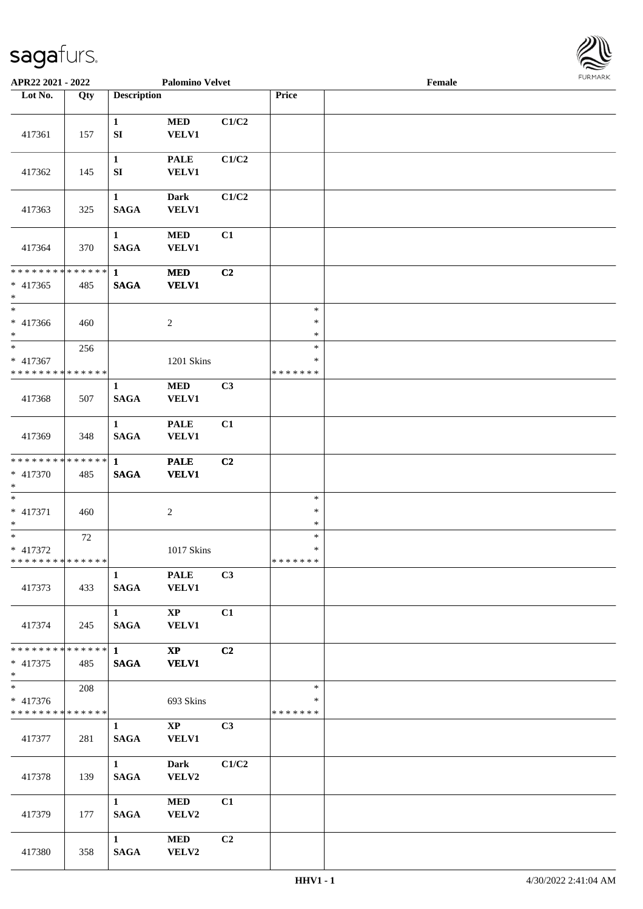APR22 2021 - 2022 Palomino Velvet Female

| Lot No. | Qty | Description | | | Price | |
|---|---|---|---|---|---|---|
| 417361 | 157 | 1 SI | MED VELV1 | C1/C2 | | |
| 417362 | 145 | 1 SI | PALE VELV1 | C1/C2 | | |
| 417363 | 325 | 1 SAGA | Dark VELV1 | C1/C2 | | |
| 417364 | 370 | 1 SAGA | MED VELV1 | C1 | | |
| * * * * * * * * * * * * * * <br>* 417365<br>* | 485 | 1 SAGA | MED VELV1 | C2 | | |
| * <br>* 417366<br>* | 460 | | 2 | | *<br>*<br>* | |
| * <br>* 417367<br>* * * * * * * * * * * * * * | 256 | | 1201 Skins | | *<br>*<br>* * * * * * * | |
| 417368 | 507 | 1 SAGA | MED VELV1 | C3 | | |
| 417369 | 348 | 1 SAGA | PALE VELV1 | C1 | | |
| * * * * * * * * * * * * * * <br>* 417370<br>* | 485 | 1 SAGA | PALE VELV1 | C2 | | |
| * <br>* 417371<br>* | 460 | | 2 | | *<br>*<br>* | |
| * <br>* 417372<br>* * * * * * * * * * * * * * | 72 | | 1017 Skins | | *<br>*<br>* * * * * * * | |
| 417373 | 433 | 1 SAGA | PALE VELV1 | C3 | | |
| 417374 | 245 | 1 SAGA | XP VELV1 | C1 | | |
| * * * * * * * * * * * * * * <br>* 417375<br>* | 485 | 1 SAGA | XP VELV1 | C2 | | |
| * <br>* 417376<br>* * * * * * * * * * * * * * | 208 | | 693 Skins | | *<br>*<br>* * * * * * * | |
| 417377 | 281 | 1 SAGA | XP VELV1 | C3 | | |
| 417378 | 139 | 1 SAGA | Dark VELV2 | C1/C2 | | |
| 417379 | 177 | 1 SAGA | MED VELV2 | C1 | | |
| 417380 | 358 | 1 SAGA | MED VELV2 | C2 | | |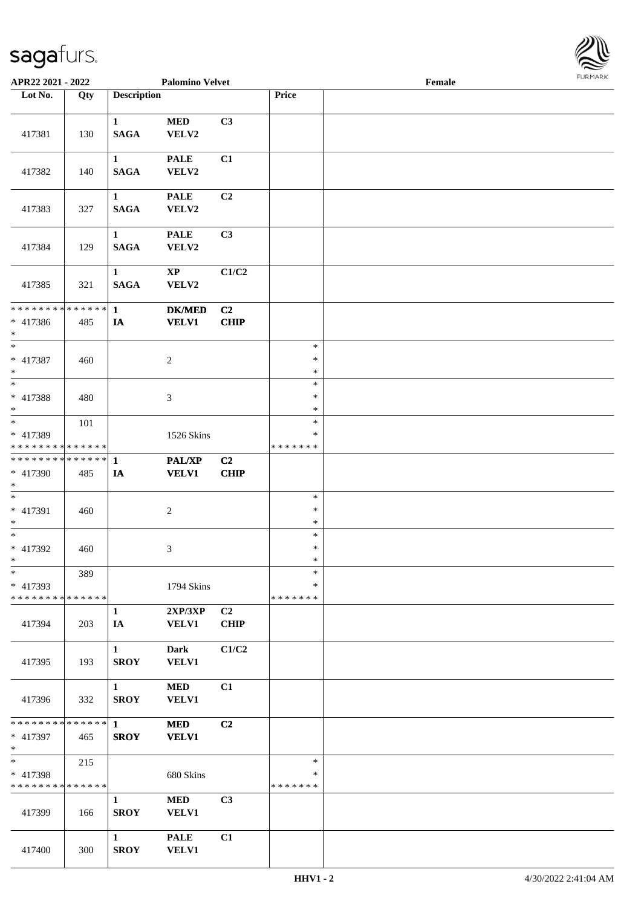APR22 2021 - 2022 Palomino Velvet Female

| Lot No. | Qty | Description | | | Price | |
|---|---|---|---|---|---|---|
| 417381 | 130 | 1 SAGA | MED VELV2 | C3 | | |
| 417382 | 140 | 1 SAGA | PALE VELV2 | C1 | | |
| 417383 | 327 | 1 SAGA | PALE VELV2 | C2 | | |
| 417384 | 129 | 1 SAGA | PALE VELV2 | C3 | | |
| 417385 | 321 | 1 SAGA | XP VELV2 | C1/C2 | | |
| * * * * * * * * * * * * * * * 417386 * | 485 | 1 IA | DK/MED VELV1 | C2 CHIP | | |
| * * 417387 * | 460 | | 2 | | * * * | |
| * * 417388 * | 480 | | 3 | | * * * | |
| * * 417389 * * * * * * * * * * * * * * | 101 | | 1526 Skins | | * * * * * * * * * | |
| * * * * * * * * * * * * * * * 417390 * | 485 | 1 IA | PAL/XP VELV1 | C2 CHIP | | |
| * * 417391 * | 460 | | 2 | | * * * | |
| * * 417392 * | 460 | | 3 | | * * * | |
| * * 417393 * * * * * * * * * * * * * * | 389 | | 1794 Skins | | * * * * * * * * * | |
| 417394 | 203 | 1 IA | 2XP/3XP VELV1 | C2 CHIP | | |
| 417395 | 193 | 1 SROY | Dark VELV1 | C1/C2 | | |
| 417396 | 332 | 1 SROY | MED VELV1 | C1 | | |
| * * * * * * * * * * * * * * * 417397 * | 465 | 1 SROY | MED VELV1 | C2 | | |
| * * 417398 * * * * * * * * * * * * * * | 215 | | 680 Skins | | * * * * * * * * | |
| 417399 | 166 | 1 SROY | MED VELV1 | C3 | | |
| 417400 | 300 | 1 SROY | PALE VELV1 | C1 | | |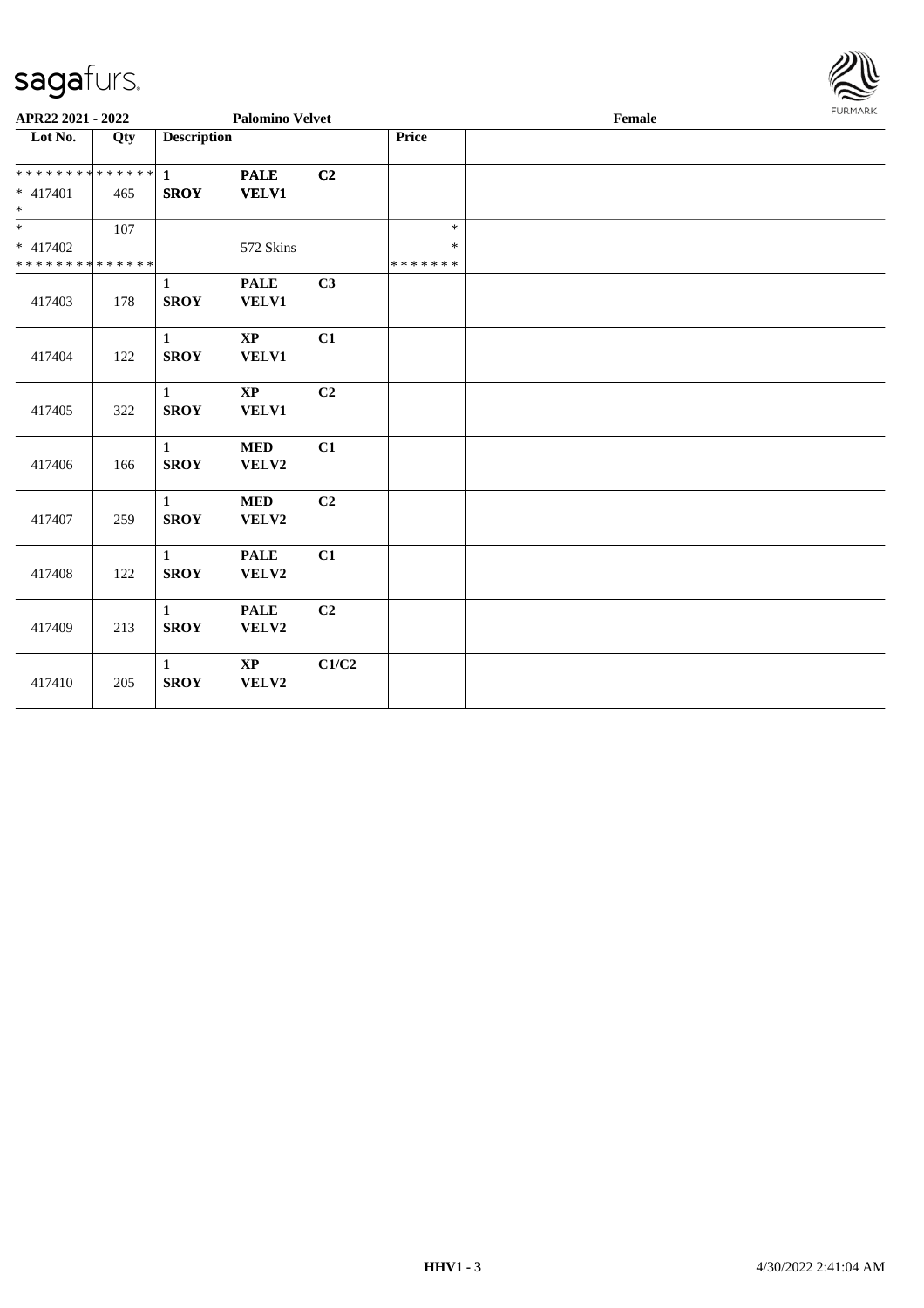APR22 2021 - 2022 | Palomino Velvet | Female

| Lot No. | Qty | Description | | | Price | |
|---|---|---|---|---|---|---|
| ************** | | 1 | PALE | C2 | | |
| * 417401 | 465 | SROY | VELV1 | | | |
| * | | | | | | |
| * | 107 | | | | * | |
| * 417402 | | | 572 Skins | | * | |
| ************** | | | | | ******* | |
| 417403 | 178 | 1 SROY | PALE VELV1 | C3 | | |
| 417404 | 122 | 1 SROY | XP VELV1 | C1 | | |
| 417405 | 322 | 1 SROY | XP VELV1 | C2 | | |
| 417406 | 166 | 1 SROY | MED VELV2 | C1 | | |
| 417407 | 259 | 1 SROY | MED VELV2 | C2 | | |
| 417408 | 122 | 1 SROY | PALE VELV2 | C1 | | |
| 417409 | 213 | 1 SROY | PALE VELV2 | C2 | | |
| 417410 | 205 | 1 SROY | XP VELV2 | C1/C2 | | |

HHV1 - 3 | 4/30/2022 2:41:04 AM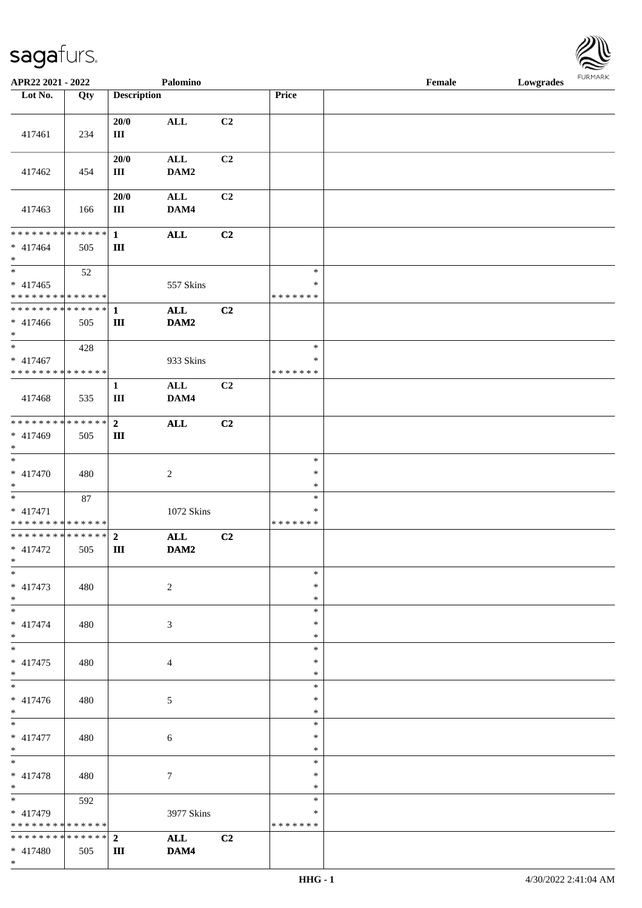APR22 2021 - 2022 Palomino Female Lowgrades

| Lot No. | Qty | Description | | | Price | |
|---|---|---|---|---|---|---|
| 417461 | 234 | 20/0<br>III | ALL | C2 | | |
| 417462 | 454 | 20/0<br>III | ALL<br>DAM2 | C2 | | |
| 417463 | 166 | 20/0<br>III | ALL<br>DAM4 | C2 | | |
| * * * * * * * * * * * * * *<br>* 417464<br>* | 505 | 1<br>III | ALL | C2 | | |
| *<br>* 417465<br>* * * * * * * * * * * * * * | 52 | | 557 Skins | | *<br>*<br>* * * * * * * | |
| * * * * * * * * * * * * * *<br>* 417466<br>* | 505 | 1<br>III | ALL<br>DAM2 | C2 | | |
| *<br>* 417467<br>* * * * * * * * * * * * * * | 428 | | 933 Skins | | *<br>*<br>* * * * * * * | |
| 417468 | 535 | 1<br>III | ALL<br>DAM4 | C2 | | |
| * * * * * * * * * * * * * *<br>* 417469<br>* | 505 | 2<br>III | ALL | C2 | | |
| *<br>* 417470<br>* | 480 | | 2 | | *<br>*<br>* | |
| *<br>* 417471<br>* * * * * * * * * * * * * * | 87 | | 1072 Skins | | *<br>*<br>* * * * * * * | |
| * * * * * * * * * * * * * *<br>* 417472<br>* | 505 | 2<br>III | ALL<br>DAM2 | C2 | | |
| *<br>* 417473<br>* | 480 | | 2 | | *<br>*<br>* | |
| *<br>* 417474<br>* | 480 | | 3 | | *<br>*<br>* | |
| *<br>* 417475<br>* | 480 | | 4 | | *<br>*<br>* | |
| *<br>* 417476<br>* | 480 | | 5 | | *<br>*<br>* | |
| *<br>* 417477<br>* | 480 | | 6 | | *<br>*<br>* | |
| *<br>* 417478<br>* | 480 | | 7 | | *<br>*<br>* | |
| *<br>* 417479<br>* * * * * * * * * * * * * * | 592 | | 3977 Skins | | *<br>*<br>* * * * * * * | |
| * * * * * * * * * * * * * *<br>* 417480<br>* | 505 | 2<br>III | ALL<br>DAM4 | C2 | | |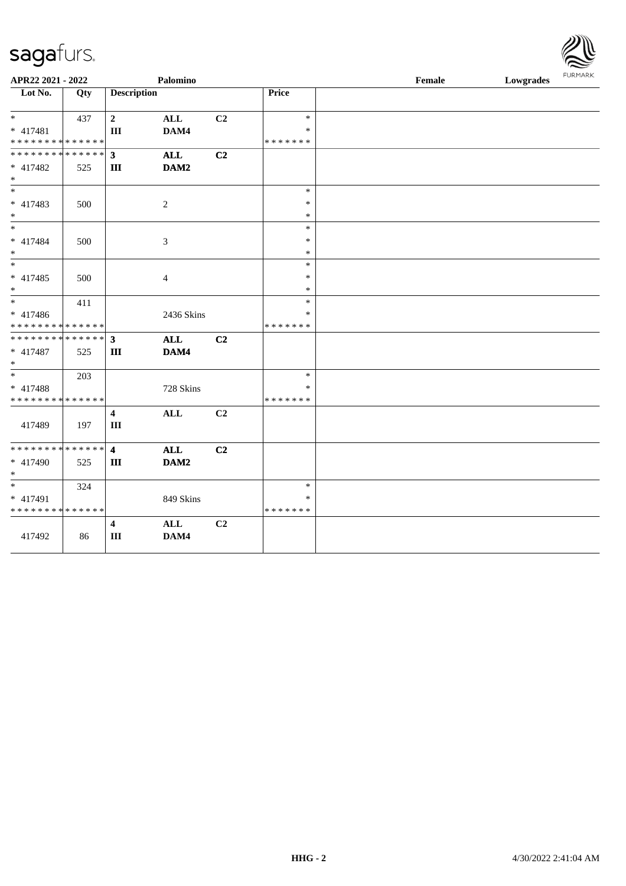APR22 2021 - 2022 | Palomino | Female | Lowgrades

| Lot No. | Qty | Description | | | Price | |
|---|---|---|---|---|---|---|
| * | 437 | 2 | ALL | C2 | * | |
| * 417481 | | III | DAM4 | | * | |
| * * * * * * * * * * * * * * | | | | | * * * * * * * | |
| * * * * * * * * * * * * * * | | 3 | ALL | C2 | | |
| * 417482 | 525 | III | DAM2 | | | |
| * | | | | | | |
| * | | | | | * | |
| * 417483 | 500 | | 2 | | * | |
| * | | | | | * | |
| * | | | | | * | |
| * 417484 | 500 | | 3 | | * | |
| * | | | | | * | |
| * | | | | | * | |
| * 417485 | 500 | | 4 | | * | |
| * | | | | | * | |
| * | 411 | | | | * | |
| * 417486 | | | 2436 Skins | | * | |
| * * * * * * * * * * * * * * | | | | | * * * * * * * | |
| * * * * * * * * * * * * * * | | 3 | ALL | C2 | | |
| * 417487 | 525 | III | DAM4 | | | |
| * | | | | | | |
| * | 203 | | | | * | |
| * 417488 | | | 728 Skins | | * | |
| * * * * * * * * * * * * * * | | | | | * * * * * * * | |
| 417489 | 197 | 4<br>III | ALL | C2 | | |
| * * * * * * * * * * * * * * | | 4 | ALL | C2 | | |
| * 417490 | 525 | III | DAM2 | | | |
| * | | | | | | |
| * | 324 | | | | * | |
| * 417491 | | | 849 Skins | | * | |
| * * * * * * * * * * * * * * | | | | | * * * * * * * | |
| 417492 | 86 | 4<br>III | ALL<br>DAM4 | C2 | | |